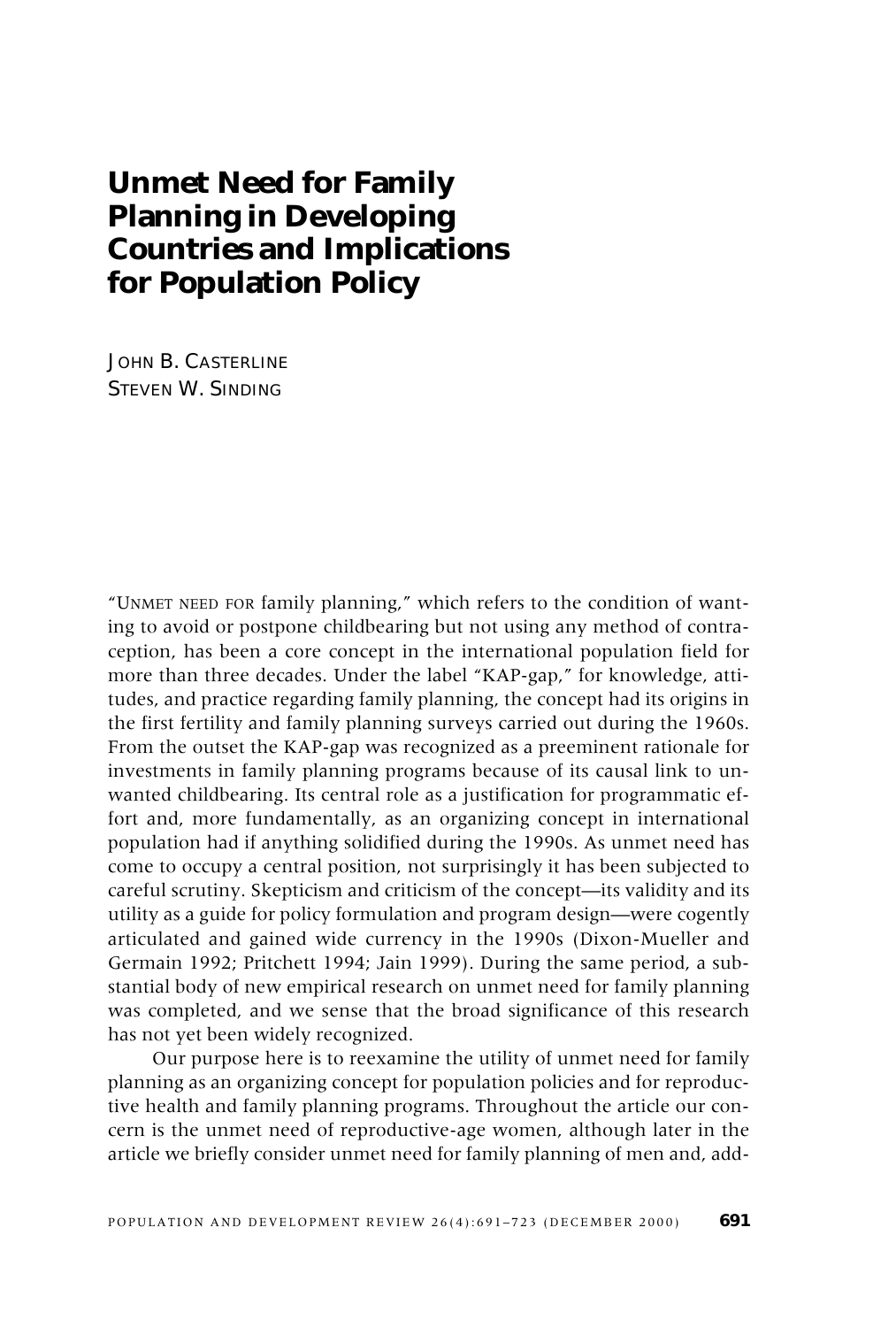# Unmet Need for Family Planning in Developing Countries and Implications for Population Policy

JOHN B. CASTERLINE
STEVEN W. SINDING

"UNMET NEED FOR family planning," which refers to the condition of wanting to avoid or postpone childbearing but not using any method of contraception, has been a core concept in the international population field for more than three decades. Under the label "KAP-gap," for knowledge, attitudes, and practice regarding family planning, the concept had its origins in the first fertility and family planning surveys carried out during the 1960s. From the outset the KAP-gap was recognized as a preeminent rationale for investments in family planning programs because of its causal link to unwanted childbearing. Its central role as a justification for programmatic effort and, more fundamentally, as an organizing concept in international population had if anything solidified during the 1990s. As unmet need has come to occupy a central position, not surprisingly it has been subjected to careful scrutiny. Skepticism and criticism of the concept—its validity and its utility as a guide for policy formulation and program design—were cogently articulated and gained wide currency in the 1990s (Dixon-Mueller and Germain 1992; Pritchett 1994; Jain 1999). During the same period, a substantial body of new empirical research on unmet need for family planning was completed, and we sense that the broad significance of this research has not yet been widely recognized.

Our purpose here is to reexamine the utility of unmet need for family planning as an organizing concept for population policies and for reproductive health and family planning programs. Throughout the article our concern is the unmet need of reproductive-age women, although later in the article we briefly consider unmet need for family planning of men and, add-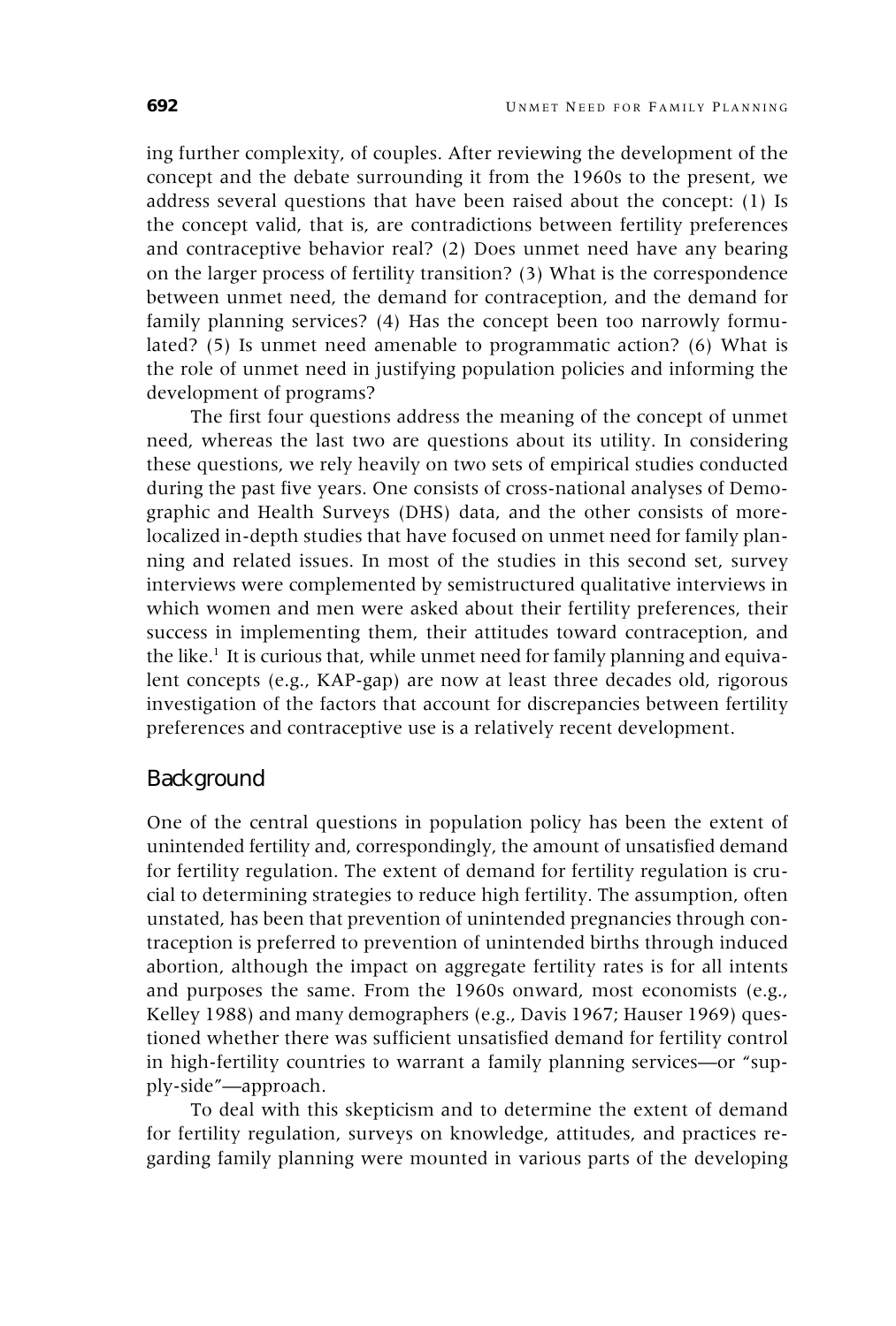ing further complexity, of couples. After reviewing the development of the concept and the debate surrounding it from the 1960s to the present, we address several questions that have been raised about the concept: (1) Is the concept valid, that is, are contradictions between fertility preferences and contraceptive behavior real? (2) Does unmet need have any bearing on the larger process of fertility transition? (3) What is the correspondence between unmet need, the demand for contraception, and the demand for family planning services? (4) Has the concept been too narrowly formulated? (5) Is unmet need amenable to programmatic action? (6) What is the role of unmet need in justifying population policies and informing the development of programs?

The first four questions address the meaning of the concept of unmet need, whereas the last two are questions about its utility. In considering these questions, we rely heavily on two sets of empirical studies conducted during the past five years. One consists of cross-national analyses of Demographic and Health Surveys (DHS) data, and the other consists of more-localized in-depth studies that have focused on unmet need for family planning and related issues. In most of the studies in this second set, survey interviews were complemented by semistructured qualitative interviews in which women and men were asked about their fertility preferences, their success in implementing them, their attitudes toward contraception, and the like.[1] It is curious that, while unmet need for family planning and equivalent concepts (e.g., KAP-gap) are now at least three decades old, rigorous investigation of the factors that account for discrepancies between fertility preferences and contraceptive use is a relatively recent development.

## Background

One of the central questions in population policy has been the extent of unintended fertility and, correspondingly, the amount of unsatisfied demand for fertility regulation. The extent of demand for fertility regulation is crucial to determining strategies to reduce high fertility. The assumption, often unstated, has been that prevention of unintended pregnancies through contraception is preferred to prevention of unintended births through induced abortion, although the impact on aggregate fertility rates is for all intents and purposes the same. From the 1960s onward, most economists (e.g., Kelley 1988) and many demographers (e.g., Davis 1967; Hauser 1969) questioned whether there was sufficient unsatisfied demand for fertility control in high-fertility countries to warrant a family planning services—or "supply-side"—approach.

To deal with this skepticism and to determine the extent of demand for fertility regulation, surveys on knowledge, attitudes, and practices regarding family planning were mounted in various parts of the developing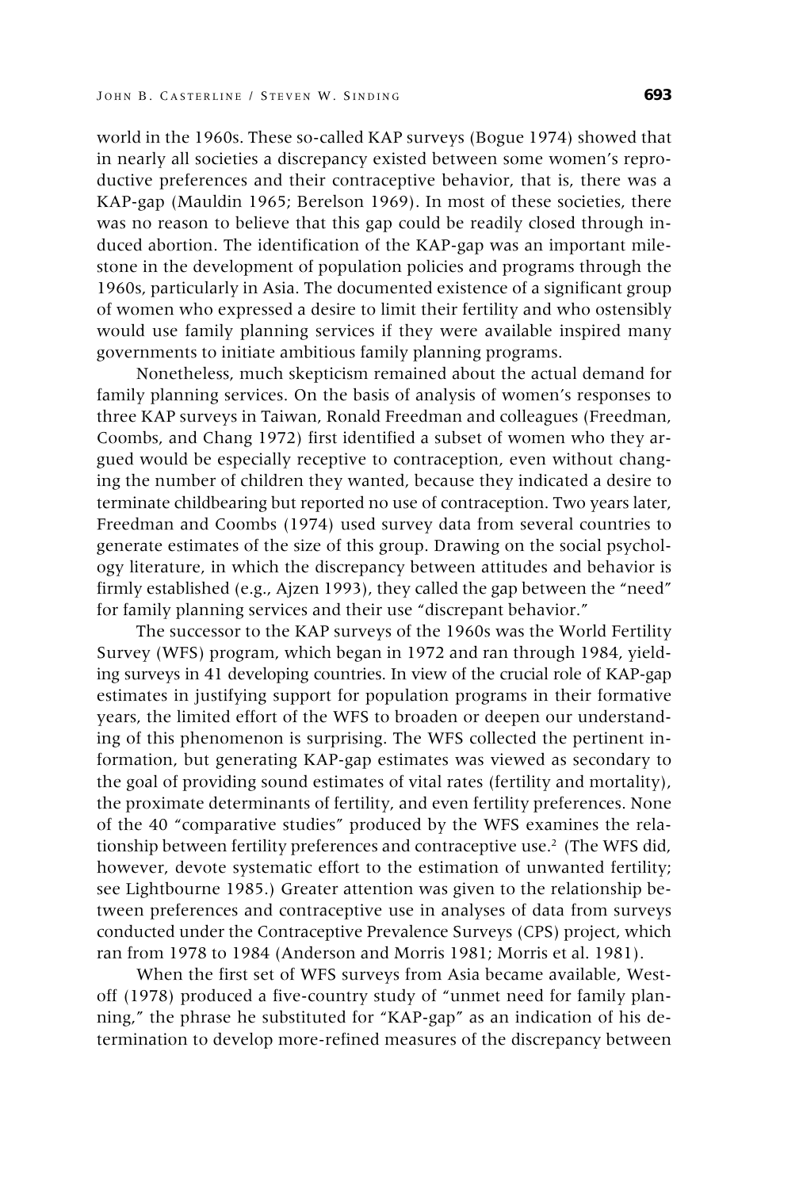world in the 1960s. These so-called KAP surveys (Bogue 1974) showed that in nearly all societies a discrepancy existed between some women's reproductive preferences and their contraceptive behavior, that is, there was a KAP-gap (Mauldin 1965; Berelson 1969). In most of these societies, there was no reason to believe that this gap could be readily closed through induced abortion. The identification of the KAP-gap was an important milestone in the development of population policies and programs through the 1960s, particularly in Asia. The documented existence of a significant group of women who expressed a desire to limit their fertility and who ostensibly would use family planning services if they were available inspired many governments to initiate ambitious family planning programs.

Nonetheless, much skepticism remained about the actual demand for family planning services. On the basis of analysis of women's responses to three KAP surveys in Taiwan, Ronald Freedman and colleagues (Freedman, Coombs, and Chang 1972) first identified a subset of women who they argued would be especially receptive to contraception, even without changing the number of children they wanted, because they indicated a desire to terminate childbearing but reported no use of contraception. Two years later, Freedman and Coombs (1974) used survey data from several countries to generate estimates of the size of this group. Drawing on the social psychology literature, in which the discrepancy between attitudes and behavior is firmly established (e.g., Ajzen 1993), they called the gap between the "need" for family planning services and their use "discrepant behavior."

The successor to the KAP surveys of the 1960s was the World Fertility Survey (WFS) program, which began in 1972 and ran through 1984, yielding surveys in 41 developing countries. In view of the crucial role of KAP-gap estimates in justifying support for population programs in their formative years, the limited effort of the WFS to broaden or deepen our understanding of this phenomenon is surprising. The WFS collected the pertinent information, but generating KAP-gap estimates was viewed as secondary to the goal of providing sound estimates of vital rates (fertility and mortality), the proximate determinants of fertility, and even fertility preferences. None of the 40 "comparative studies" produced by the WFS examines the relationship between fertility preferences and contraceptive use.[2] (The WFS did, however, devote systematic effort to the estimation of unwanted fertility; see Lightbourne 1985.) Greater attention was given to the relationship between preferences and contraceptive use in analyses of data from surveys conducted under the Contraceptive Prevalence Surveys (CPS) project, which ran from 1978 to 1984 (Anderson and Morris 1981; Morris et al. 1981).

When the first set of WFS surveys from Asia became available, Westoff (1978) produced a five-country study of "unmet need for family planning," the phrase he substituted for "KAP-gap" as an indication of his determination to develop more-refined measures of the discrepancy between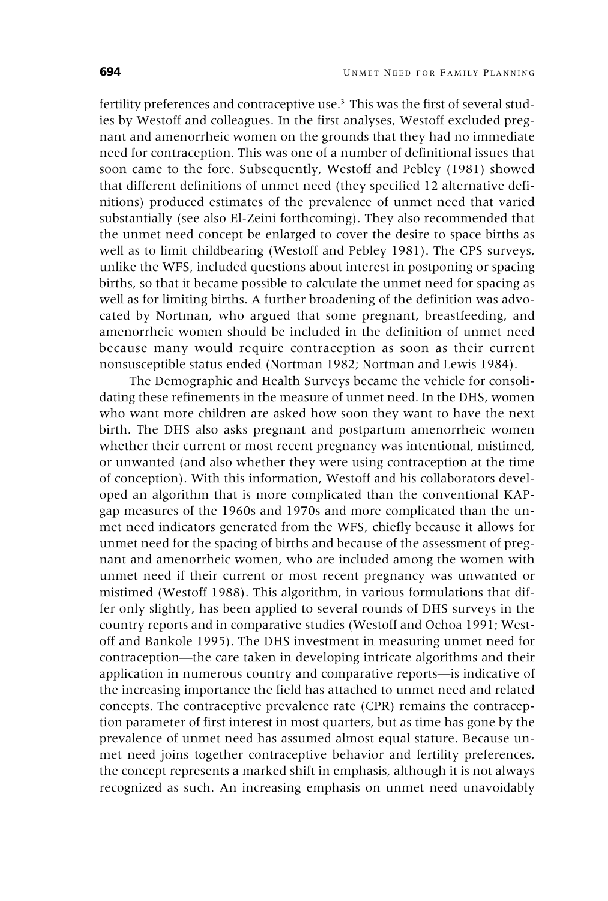fertility preferences and contraceptive use.[3] This was the first of several studies by Westoff and colleagues. In the first analyses, Westoff excluded pregnant and amenorrheic women on the grounds that they had no immediate need for contraception. This was one of a number of definitional issues that soon came to the fore. Subsequently, Westoff and Pebley (1981) showed that different definitions of unmet need (they specified 12 alternative definitions) produced estimates of the prevalence of unmet need that varied substantially (see also El-Zeini forthcoming). They also recommended that the unmet need concept be enlarged to cover the desire to space births as well as to limit childbearing (Westoff and Pebley 1981). The CPS surveys, unlike the WFS, included questions about interest in postponing or spacing births, so that it became possible to calculate the unmet need for spacing as well as for limiting births. A further broadening of the definition was advocated by Nortman, who argued that some pregnant, breastfeeding, and amenorrheic women should be included in the definition of unmet need because many would require contraception as soon as their current nonsusceptible status ended (Nortman 1982; Nortman and Lewis 1984).

The Demographic and Health Surveys became the vehicle for consolidating these refinements in the measure of unmet need. In the DHS, women who want more children are asked how soon they want to have the next birth. The DHS also asks pregnant and postpartum amenorrheic women whether their current or most recent pregnancy was intentional, mistimed, or unwanted (and also whether they were using contraception at the time of conception). With this information, Westoff and his collaborators developed an algorithm that is more complicated than the conventional KAP-gap measures of the 1960s and 1970s and more complicated than the unmet need indicators generated from the WFS, chiefly because it allows for unmet need for the spacing of births and because of the assessment of pregnant and amenorrheic women, who are included among the women with unmet need if their current or most recent pregnancy was unwanted or mistimed (Westoff 1988). This algorithm, in various formulations that differ only slightly, has been applied to several rounds of DHS surveys in the country reports and in comparative studies (Westoff and Ochoa 1991; Westoff and Bankole 1995). The DHS investment in measuring unmet need for contraception—the care taken in developing intricate algorithms and their application in numerous country and comparative reports—is indicative of the increasing importance the field has attached to unmet need and related concepts. The contraceptive prevalence rate (CPR) remains the contraception parameter of first interest in most quarters, but as time has gone by the prevalence of unmet need has assumed almost equal stature. Because unmet need joins together contraceptive behavior and fertility preferences, the concept represents a marked shift in emphasis, although it is not always recognized as such. An increasing emphasis on unmet need unavoidably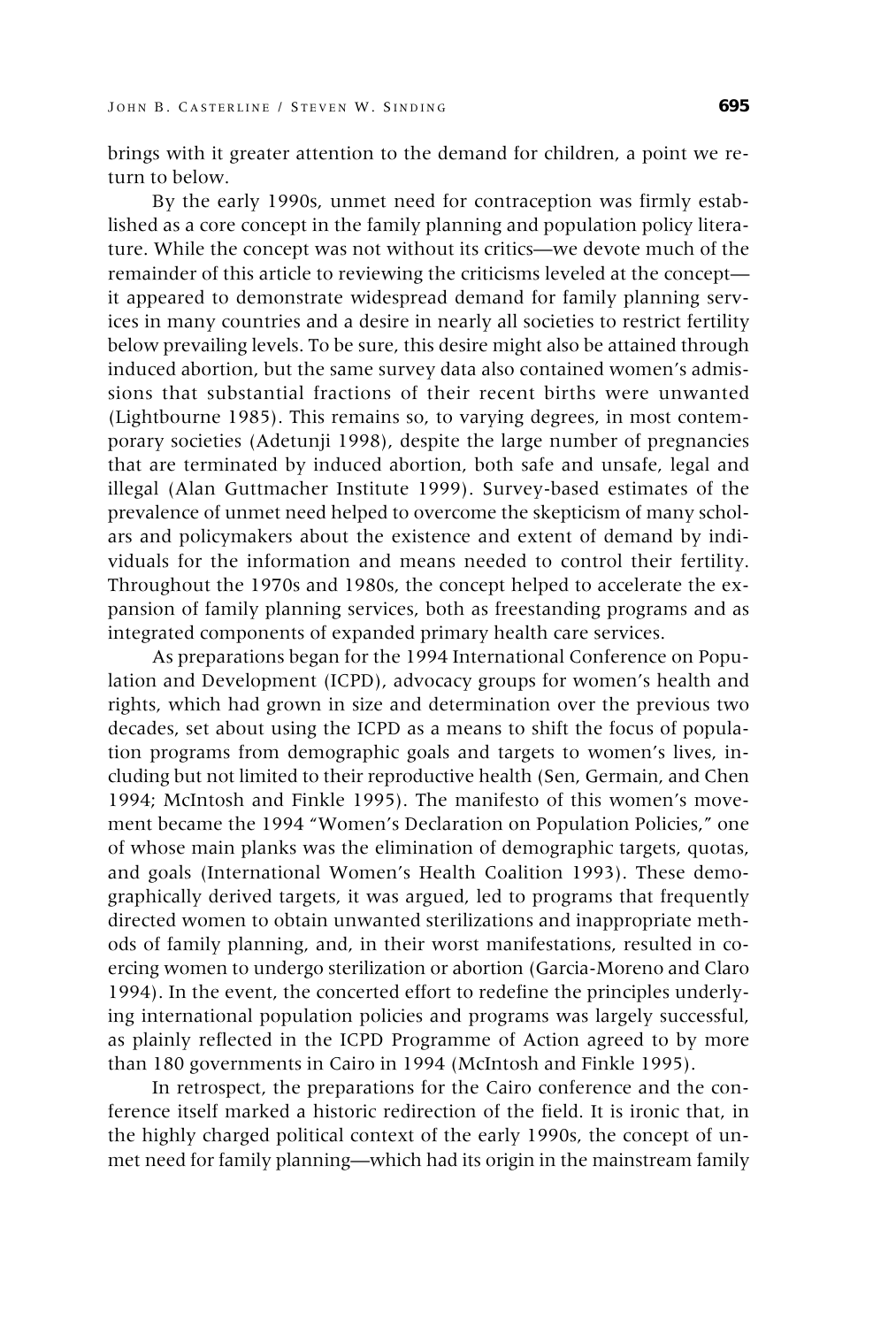brings with it greater attention to the demand for children, a point we return to below.

By the early 1990s, unmet need for contraception was firmly established as a core concept in the family planning and population policy literature. While the concept was not without its critics—we devote much of the remainder of this article to reviewing the criticisms leveled at the concept—it appeared to demonstrate widespread demand for family planning services in many countries and a desire in nearly all societies to restrict fertility below prevailing levels. To be sure, this desire might also be attained through induced abortion, but the same survey data also contained women's admissions that substantial fractions of their recent births were unwanted (Lightbourne 1985). This remains so, to varying degrees, in most contemporary societies (Adetunji 1998), despite the large number of pregnancies that are terminated by induced abortion, both safe and unsafe, legal and illegal (Alan Guttmacher Institute 1999). Survey-based estimates of the prevalence of unmet need helped to overcome the skepticism of many scholars and policymakers about the existence and extent of demand by individuals for the information and means needed to control their fertility. Throughout the 1970s and 1980s, the concept helped to accelerate the expansion of family planning services, both as freestanding programs and as integrated components of expanded primary health care services.

As preparations began for the 1994 International Conference on Population and Development (ICPD), advocacy groups for women's health and rights, which had grown in size and determination over the previous two decades, set about using the ICPD as a means to shift the focus of population programs from demographic goals and targets to women's lives, including but not limited to their reproductive health (Sen, Germain, and Chen 1994; McIntosh and Finkle 1995). The manifesto of this women's movement became the 1994 "Women's Declaration on Population Policies," one of whose main planks was the elimination of demographic targets, quotas, and goals (International Women's Health Coalition 1993). These demographically derived targets, it was argued, led to programs that frequently directed women to obtain unwanted sterilizations and inappropriate methods of family planning, and, in their worst manifestations, resulted in coercing women to undergo sterilization or abortion (Garcia-Moreno and Claro 1994). In the event, the concerted effort to redefine the principles underlying international population policies and programs was largely successful, as plainly reflected in the ICPD Programme of Action agreed to by more than 180 governments in Cairo in 1994 (McIntosh and Finkle 1995).

In retrospect, the preparations for the Cairo conference and the conference itself marked a historic redirection of the field. It is ironic that, in the highly charged political context of the early 1990s, the concept of unmet need for family planning—which had its origin in the mainstream family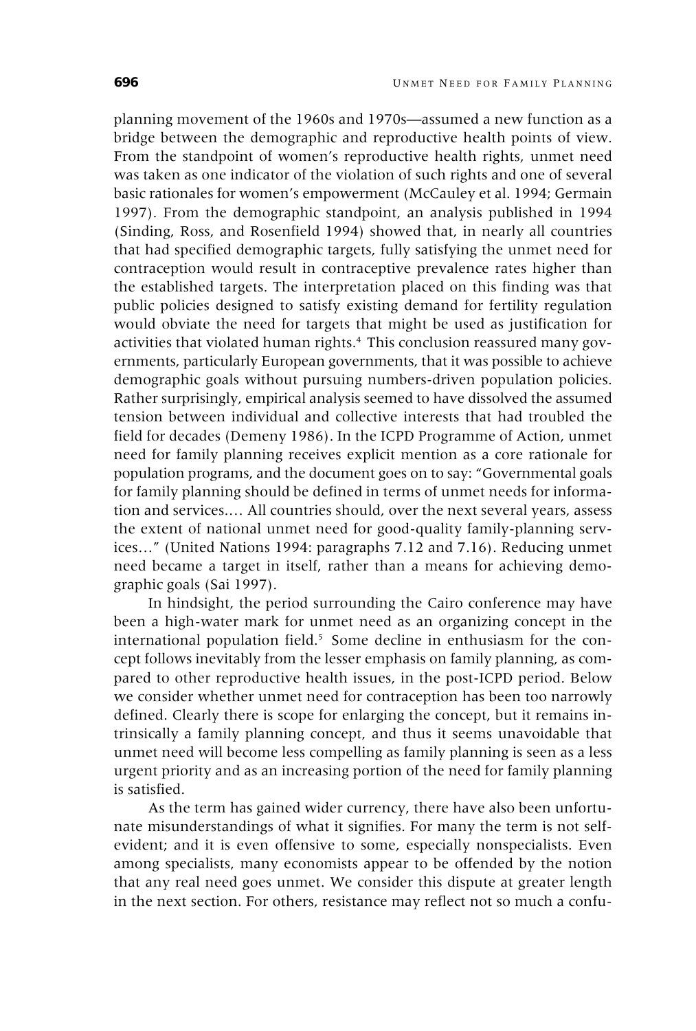planning movement of the 1960s and 1970s—assumed a new function as a bridge between the demographic and reproductive health points of view. From the standpoint of women's reproductive health rights, unmet need was taken as one indicator of the violation of such rights and one of several basic rationales for women's empowerment (McCauley et al. 1994; Germain 1997). From the demographic standpoint, an analysis published in 1994 (Sinding, Ross, and Rosenfield 1994) showed that, in nearly all countries that had specified demographic targets, fully satisfying the unmet need for contraception would result in contraceptive prevalence rates higher than the established targets. The interpretation placed on this finding was that public policies designed to satisfy existing demand for fertility regulation would obviate the need for targets that might be used as justification for activities that violated human rights.[4] This conclusion reassured many governments, particularly European governments, that it was possible to achieve demographic goals without pursuing numbers-driven population policies. Rather surprisingly, empirical analysis seemed to have dissolved the assumed tension between individual and collective interests that had troubled the field for decades (Demeny 1986). In the ICPD Programme of Action, unmet need for family planning receives explicit mention as a core rationale for population programs, and the document goes on to say: "Governmental goals for family planning should be defined in terms of unmet needs for information and services.… All countries should, over the next several years, assess the extent of national unmet need for good-quality family-planning services…" (United Nations 1994: paragraphs 7.12 and 7.16). Reducing unmet need became a target in itself, rather than a means for achieving demographic goals (Sai 1997).

In hindsight, the period surrounding the Cairo conference may have been a high-water mark for unmet need as an organizing concept in the international population field.[5] Some decline in enthusiasm for the concept follows inevitably from the lesser emphasis on family planning, as compared to other reproductive health issues, in the post-ICPD period. Below we consider whether unmet need for contraception has been too narrowly defined. Clearly there is scope for enlarging the concept, but it remains intrinsically a family planning concept, and thus it seems unavoidable that unmet need will become less compelling as family planning is seen as a less urgent priority and as an increasing portion of the need for family planning is satisfied.

As the term has gained wider currency, there have also been unfortunate misunderstandings of what it signifies. For many the term is not self-evident; and it is even offensive to some, especially nonspecialists. Even among specialists, many economists appear to be offended by the notion that any real need goes unmet. We consider this dispute at greater length in the next section. For others, resistance may reflect not so much a confu-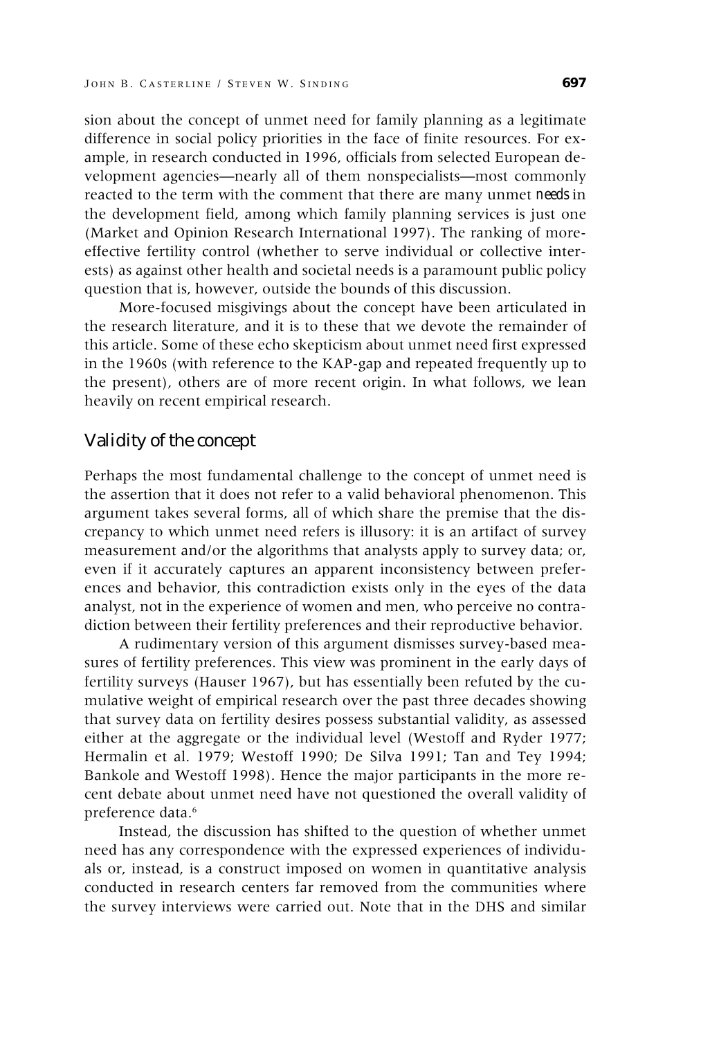sion about the concept of unmet need for family planning as a legitimate difference in social policy priorities in the face of finite resources. For example, in research conducted in 1996, officials from selected European development agencies—nearly all of them nonspecialists—most commonly reacted to the term with the comment that there are many unmet *needs* in the development field, among which family planning services is just one (Market and Opinion Research International 1997). The ranking of more-effective fertility control (whether to serve individual or collective interests) as against other health and societal needs is a paramount public policy question that is, however, outside the bounds of this discussion.

More-focused misgivings about the concept have been articulated in the research literature, and it is to these that we devote the remainder of this article. Some of these echo skepticism about unmet need first expressed in the 1960s (with reference to the KAP-gap and repeated frequently up to the present), others are of more recent origin. In what follows, we lean heavily on recent empirical research.

## Validity of the concept

Perhaps the most fundamental challenge to the concept of unmet need is the assertion that it does not refer to a valid behavioral phenomenon. This argument takes several forms, all of which share the premise that the discrepancy to which unmet need refers is illusory: it is an artifact of survey measurement and/or the algorithms that analysts apply to survey data; or, even if it accurately captures an apparent inconsistency between preferences and behavior, this contradiction exists only in the eyes of the data analyst, not in the experience of women and men, who perceive no contradiction between their fertility preferences and their reproductive behavior.

A rudimentary version of this argument dismisses survey-based measures of fertility preferences. This view was prominent in the early days of fertility surveys (Hauser 1967), but has essentially been refuted by the cumulative weight of empirical research over the past three decades showing that survey data on fertility desires possess substantial validity, as assessed either at the aggregate or the individual level (Westoff and Ryder 1977; Hermalin et al. 1979; Westoff 1990; De Silva 1991; Tan and Tey 1994; Bankole and Westoff 1998). Hence the major participants in the more recent debate about unmet need have not questioned the overall validity of preference data.[6]

Instead, the discussion has shifted to the question of whether unmet need has any correspondence with the expressed experiences of individuals or, instead, is a construct imposed on women in quantitative analysis conducted in research centers far removed from the communities where the survey interviews were carried out. Note that in the DHS and similar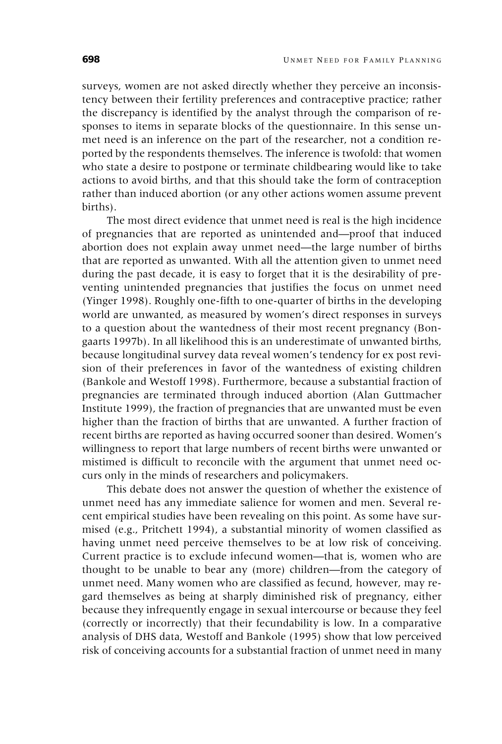surveys, women are not asked directly whether they perceive an inconsistency between their fertility preferences and contraceptive practice; rather the discrepancy is identified by the analyst through the comparison of responses to items in separate blocks of the questionnaire. In this sense unmet need is an inference on the part of the researcher, not a condition reported by the respondents themselves. The inference is twofold: that women who state a desire to postpone or terminate childbearing would like to take actions to avoid births, and that this should take the form of contraception rather than induced abortion (or any other actions women assume prevent births).

The most direct evidence that unmet need is real is the high incidence of pregnancies that are reported as unintended and—proof that induced abortion does not explain away unmet need—the large number of births that are reported as unwanted. With all the attention given to unmet need during the past decade, it is easy to forget that it is the desirability of preventing unintended pregnancies that justifies the focus on unmet need (Yinger 1998). Roughly one-fifth to one-quarter of births in the developing world are unwanted, as measured by women's direct responses in surveys to a question about the wantedness of their most recent pregnancy (Bongaarts 1997b). In all likelihood this is an underestimate of unwanted births, because longitudinal survey data reveal women's tendency for ex post revision of their preferences in favor of the wantedness of existing children (Bankole and Westoff 1998). Furthermore, because a substantial fraction of pregnancies are terminated through induced abortion (Alan Guttmacher Institute 1999), the fraction of pregnancies that are unwanted must be even higher than the fraction of births that are unwanted. A further fraction of recent births are reported as having occurred sooner than desired. Women's willingness to report that large numbers of recent births were unwanted or mistimed is difficult to reconcile with the argument that unmet need occurs only in the minds of researchers and policymakers.

This debate does not answer the question of whether the existence of unmet need has any immediate salience for women and men. Several recent empirical studies have been revealing on this point. As some have surmised (e.g., Pritchett 1994), a substantial minority of women classified as having unmet need perceive themselves to be at low risk of conceiving. Current practice is to exclude infecund women—that is, women who are thought to be unable to bear any (more) children—from the category of unmet need. Many women who are classified as fecund, however, may regard themselves as being at sharply diminished risk of pregnancy, either because they infrequently engage in sexual intercourse or because they feel (correctly or incorrectly) that their fecundability is low. In a comparative analysis of DHS data, Westoff and Bankole (1995) show that low perceived risk of conceiving accounts for a substantial fraction of unmet need in many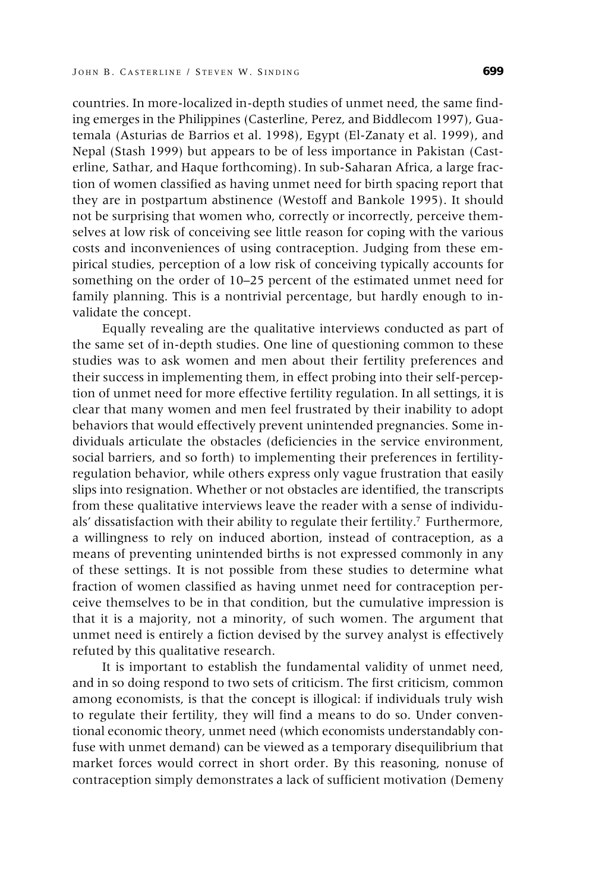countries. In more-localized in-depth studies of unmet need, the same finding emerges in the Philippines (Casterline, Perez, and Biddlecom 1997), Guatemala (Asturias de Barrios et al. 1998), Egypt (El-Zanaty et al. 1999), and Nepal (Stash 1999) but appears to be of less importance in Pakistan (Casterline, Sathar, and Haque forthcoming). In sub-Saharan Africa, a large fraction of women classified as having unmet need for birth spacing report that they are in postpartum abstinence (Westoff and Bankole 1995). It should not be surprising that women who, correctly or incorrectly, perceive themselves at low risk of conceiving see little reason for coping with the various costs and inconveniences of using contraception. Judging from these empirical studies, perception of a low risk of conceiving typically accounts for something on the order of 10–25 percent of the estimated unmet need for family planning. This is a nontrivial percentage, but hardly enough to invalidate the concept.

Equally revealing are the qualitative interviews conducted as part of the same set of in-depth studies. One line of questioning common to these studies was to ask women and men about their fertility preferences and their success in implementing them, in effect probing into their self-perception of unmet need for more effective fertility regulation. In all settings, it is clear that many women and men feel frustrated by their inability to adopt behaviors that would effectively prevent unintended pregnancies. Some individuals articulate the obstacles (deficiencies in the service environment, social barriers, and so forth) to implementing their preferences in fertility-regulation behavior, while others express only vague frustration that easily slips into resignation. Whether or not obstacles are identified, the transcripts from these qualitative interviews leave the reader with a sense of individuals' dissatisfaction with their ability to regulate their fertility.[7] Furthermore, a willingness to rely on induced abortion, instead of contraception, as a means of preventing unintended births is not expressed commonly in any of these settings. It is not possible from these studies to determine what fraction of women classified as having unmet need for contraception perceive themselves to be in that condition, but the cumulative impression is that it is a majority, not a minority, of such women. The argument that unmet need is entirely a fiction devised by the survey analyst is effectively refuted by this qualitative research.

It is important to establish the fundamental validity of unmet need, and in so doing respond to two sets of criticism. The first criticism, common among economists, is that the concept is illogical: if individuals truly wish to regulate their fertility, they will find a means to do so. Under conventional economic theory, unmet need (which economists understandably confuse with unmet demand) can be viewed as a temporary disequilibrium that market forces would correct in short order. By this reasoning, nonuse of contraception simply demonstrates a lack of sufficient motivation (Demeny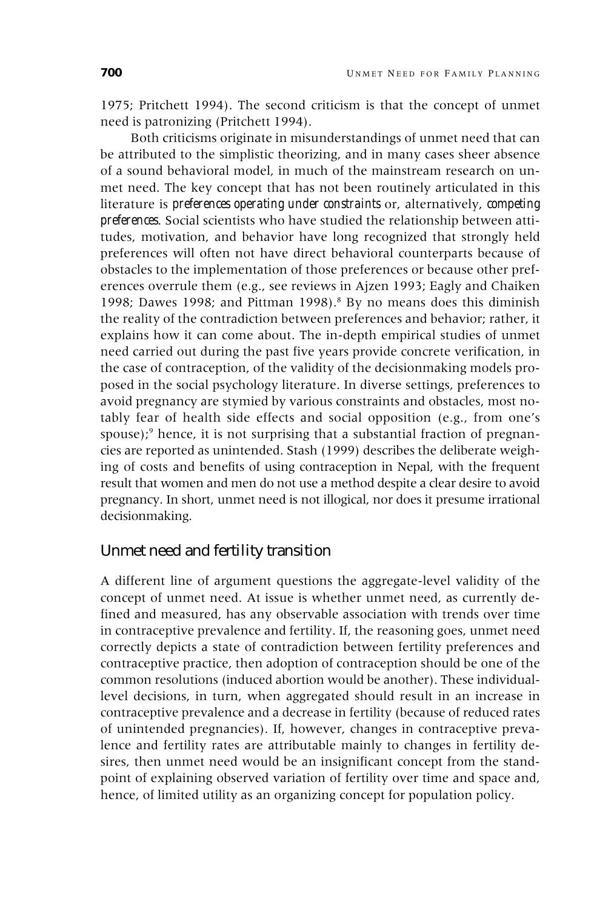1975; Pritchett 1994). The second criticism is that the concept of unmet need is patronizing (Pritchett 1994).

Both criticisms originate in misunderstandings of unmet need that can be attributed to the simplistic theorizing, and in many cases sheer absence of a sound behavioral model, in much of the mainstream research on unmet need. The key concept that has not been routinely articulated in this literature is *preferences operating under constraints* or, alternatively, *competing preferences*. Social scientists who have studied the relationship between attitudes, motivation, and behavior have long recognized that strongly held preferences will often not have direct behavioral counterparts because of obstacles to the implementation of those preferences or because other preferences overrule them (e.g., see reviews in Ajzen 1993; Eagly and Chaiken 1998; Dawes 1998; and Pittman 1998).[8] By no means does this diminish the reality of the contradiction between preferences and behavior; rather, it explains how it can come about. The in-depth empirical studies of unmet need carried out during the past five years provide concrete verification, in the case of contraception, of the validity of the decisionmaking models proposed in the social psychology literature. In diverse settings, preferences to avoid pregnancy are stymied by various constraints and obstacles, most notably fear of health side effects and social opposition (e.g., from one's spouse);[9] hence, it is not surprising that a substantial fraction of pregnancies are reported as unintended. Stash (1999) describes the deliberate weighing of costs and benefits of using contraception in Nepal, with the frequent result that women and men do not use a method despite a clear desire to avoid pregnancy. In short, unmet need is not illogical, nor does it presume irrational decisionmaking.

## Unmet need and fertility transition

A different line of argument questions the aggregate-level validity of the concept of unmet need. At issue is whether unmet need, as currently defined and measured, has any observable association with trends over time in contraceptive prevalence and fertility. If, the reasoning goes, unmet need correctly depicts a state of contradiction between fertility preferences and contraceptive practice, then adoption of contraception should be one of the common resolutions (induced abortion would be another). These individual-level decisions, in turn, when aggregated should result in an increase in contraceptive prevalence and a decrease in fertility (because of reduced rates of unintended pregnancies). If, however, changes in contraceptive prevalence and fertility rates are attributable mainly to changes in fertility desires, then unmet need would be an insignificant concept from the standpoint of explaining observed variation of fertility over time and space and, hence, of limited utility as an organizing concept for population policy.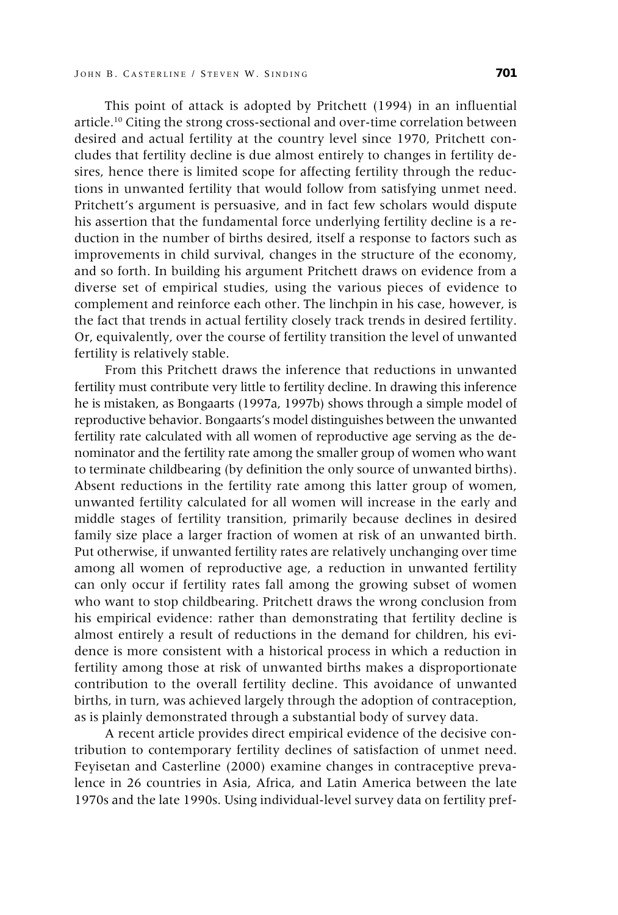This point of attack is adopted by Pritchett (1994) in an influential article.[10] Citing the strong cross-sectional and over-time correlation between desired and actual fertility at the country level since 1970, Pritchett concludes that fertility decline is due almost entirely to changes in fertility desires, hence there is limited scope for affecting fertility through the reductions in unwanted fertility that would follow from satisfying unmet need. Pritchett's argument is persuasive, and in fact few scholars would dispute his assertion that the fundamental force underlying fertility decline is a reduction in the number of births desired, itself a response to factors such as improvements in child survival, changes in the structure of the economy, and so forth. In building his argument Pritchett draws on evidence from a diverse set of empirical studies, using the various pieces of evidence to complement and reinforce each other. The linchpin in his case, however, is the fact that trends in actual fertility closely track trends in desired fertility. Or, equivalently, over the course of fertility transition the level of unwanted fertility is relatively stable.

From this Pritchett draws the inference that reductions in unwanted fertility must contribute very little to fertility decline. In drawing this inference he is mistaken, as Bongaarts (1997a, 1997b) shows through a simple model of reproductive behavior. Bongaarts's model distinguishes between the unwanted fertility rate calculated with all women of reproductive age serving as the denominator and the fertility rate among the smaller group of women who want to terminate childbearing (by definition the only source of unwanted births). Absent reductions in the fertility rate among this latter group of women, unwanted fertility calculated for all women will increase in the early and middle stages of fertility transition, primarily because declines in desired family size place a larger fraction of women at risk of an unwanted birth. Put otherwise, if unwanted fertility rates are relatively unchanging over time among all women of reproductive age, a reduction in unwanted fertility can only occur if fertility rates fall among the growing subset of women who want to stop childbearing. Pritchett draws the wrong conclusion from his empirical evidence: rather than demonstrating that fertility decline is almost entirely a result of reductions in the demand for children, his evidence is more consistent with a historical process in which a reduction in fertility among those at risk of unwanted births makes a disproportionate contribution to the overall fertility decline. This avoidance of unwanted births, in turn, was achieved largely through the adoption of contraception, as is plainly demonstrated through a substantial body of survey data.

A recent article provides direct empirical evidence of the decisive contribution to contemporary fertility declines of satisfaction of unmet need. Feyisetan and Casterline (2000) examine changes in contraceptive prevalence in 26 countries in Asia, Africa, and Latin America between the late 1970s and the late 1990s. Using individual-level survey data on fertility pref-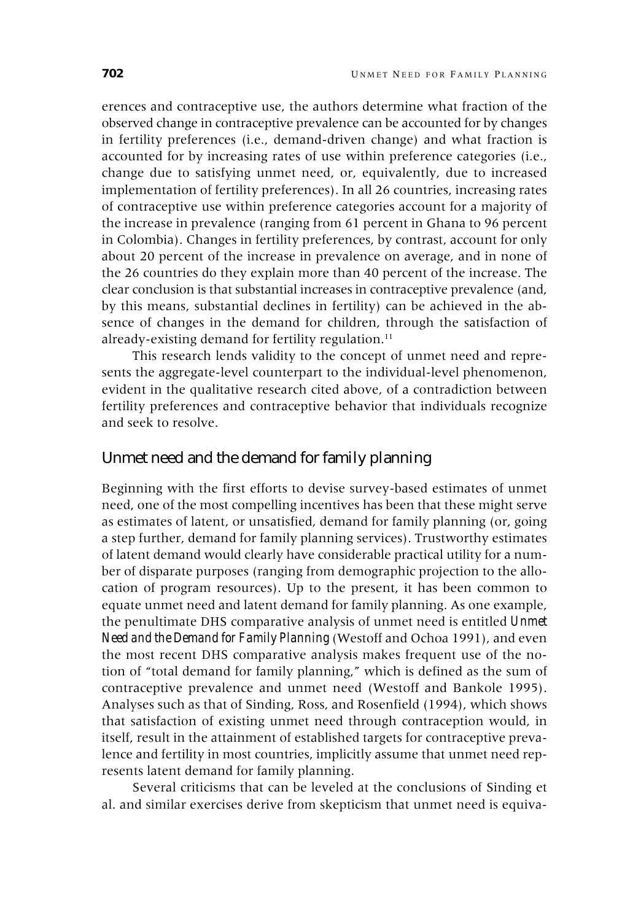erences and contraceptive use, the authors determine what fraction of the observed change in contraceptive prevalence can be accounted for by changes in fertility preferences (i.e., demand-driven change) and what fraction is accounted for by increasing rates of use within preference categories (i.e., change due to satisfying unmet need, or, equivalently, due to increased implementation of fertility preferences). In all 26 countries, increasing rates of contraceptive use within preference categories account for a majority of the increase in prevalence (ranging from 61 percent in Ghana to 96 percent in Colombia). Changes in fertility preferences, by contrast, account for only about 20 percent of the increase in prevalence on average, and in none of the 26 countries do they explain more than 40 percent of the increase. The clear conclusion is that substantial increases in contraceptive prevalence (and, by this means, substantial declines in fertility) can be achieved in the absence of changes in the demand for children, through the satisfaction of already-existing demand for fertility regulation.[11]

This research lends validity to the concept of unmet need and represents the aggregate-level counterpart to the individual-level phenomenon, evident in the qualitative research cited above, of a contradiction between fertility preferences and contraceptive behavior that individuals recognize and seek to resolve.

## Unmet need and the demand for family planning

Beginning with the first efforts to devise survey-based estimates of unmet need, one of the most compelling incentives has been that these might serve as estimates of latent, or unsatisfied, demand for family planning (or, going a step further, demand for family planning services). Trustworthy estimates of latent demand would clearly have considerable practical utility for a number of disparate purposes (ranging from demographic projection to the allocation of program resources). Up to the present, it has been common to equate unmet need and latent demand for family planning. As one example, the penultimate DHS comparative analysis of unmet need is entitled *Unmet Need and the Demand for Family Planning* (Westoff and Ochoa 1991), and even the most recent DHS comparative analysis makes frequent use of the notion of "total demand for family planning," which is defined as the sum of contraceptive prevalence and unmet need (Westoff and Bankole 1995). Analyses such as that of Sinding, Ross, and Rosenfield (1994), which shows that satisfaction of existing unmet need through contraception would, in itself, result in the attainment of established targets for contraceptive prevalence and fertility in most countries, implicitly assume that unmet need represents latent demand for family planning.

Several criticisms that can be leveled at the conclusions of Sinding et al. and similar exercises derive from skepticism that unmet need is equiva-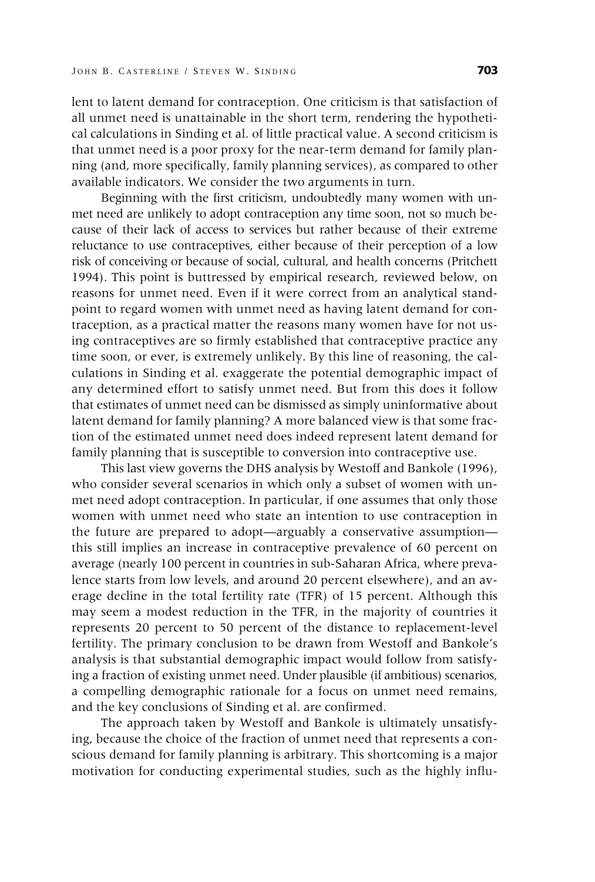lent to latent demand for contraception. One criticism is that satisfaction of all unmet need is unattainable in the short term, rendering the hypothetical calculations in Sinding et al. of little practical value. A second criticism is that unmet need is a poor proxy for the near-term demand for family planning (and, more specifically, family planning services), as compared to other available indicators. We consider the two arguments in turn.

Beginning with the first criticism, undoubtedly many women with unmet need are unlikely to adopt contraception any time soon, not so much because of their lack of access to services but rather because of their extreme reluctance to use contraceptives, either because of their perception of a low risk of conceiving or because of social, cultural, and health concerns (Pritchett 1994). This point is buttressed by empirical research, reviewed below, on reasons for unmet need. Even if it were correct from an analytical standpoint to regard women with unmet need as having latent demand for contraception, as a practical matter the reasons many women have for not using contraceptives are so firmly established that contraceptive practice any time soon, or ever, is extremely unlikely. By this line of reasoning, the calculations in Sinding et al. exaggerate the potential demographic impact of any determined effort to satisfy unmet need. But from this does it follow that estimates of unmet need can be dismissed as simply uninformative about latent demand for family planning? A more balanced view is that some fraction of the estimated unmet need does indeed represent latent demand for family planning that is susceptible to conversion into contraceptive use.

This last view governs the DHS analysis by Westoff and Bankole (1996), who consider several scenarios in which only a subset of women with unmet need adopt contraception. In particular, if one assumes that only those women with unmet need who state an intention to use contraception in the future are prepared to adopt—arguably a conservative assumption—this still implies an increase in contraceptive prevalence of 60 percent on average (nearly 100 percent in countries in sub-Saharan Africa, where prevalence starts from low levels, and around 20 percent elsewhere), and an average decline in the total fertility rate (TFR) of 15 percent. Although this may seem a modest reduction in the TFR, in the majority of countries it represents 20 percent to 50 percent of the distance to replacement-level fertility. The primary conclusion to be drawn from Westoff and Bankole's analysis is that substantial demographic impact would follow from satisfying a fraction of existing unmet need. Under plausible (if ambitious) scenarios, a compelling demographic rationale for a focus on unmet need remains, and the key conclusions of Sinding et al. are confirmed.

The approach taken by Westoff and Bankole is ultimately unsatisfying, because the choice of the fraction of unmet need that represents a conscious demand for family planning is arbitrary. This shortcoming is a major motivation for conducting experimental studies, such as the highly influ-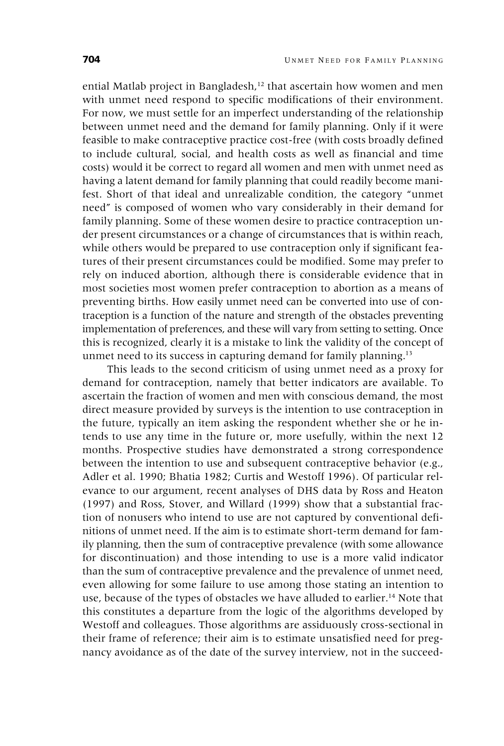ential Matlab project in Bangladesh,[12] that ascertain how women and men with unmet need respond to specific modifications of their environment. For now, we must settle for an imperfect understanding of the relationship between unmet need and the demand for family planning. Only if it were feasible to make contraceptive practice cost-free (with costs broadly defined to include cultural, social, and health costs as well as financial and time costs) would it be correct to regard all women and men with unmet need as having a latent demand for family planning that could readily become manifest. Short of that ideal and unrealizable condition, the category "unmet need" is composed of women who vary considerably in their demand for family planning. Some of these women desire to practice contraception under present circumstances or a change of circumstances that is within reach, while others would be prepared to use contraception only if significant features of their present circumstances could be modified. Some may prefer to rely on induced abortion, although there is considerable evidence that in most societies most women prefer contraception to abortion as a means of preventing births. How easily unmet need can be converted into use of contraception is a function of the nature and strength of the obstacles preventing implementation of preferences, and these will vary from setting to setting. Once this is recognized, clearly it is a mistake to link the validity of the concept of unmet need to its success in capturing demand for family planning.[13]

This leads to the second criticism of using unmet need as a proxy for demand for contraception, namely that better indicators are available. To ascertain the fraction of women and men with conscious demand, the most direct measure provided by surveys is the intention to use contraception in the future, typically an item asking the respondent whether she or he intends to use any time in the future or, more usefully, within the next 12 months. Prospective studies have demonstrated a strong correspondence between the intention to use and subsequent contraceptive behavior (e.g., Adler et al. 1990; Bhatia 1982; Curtis and Westoff 1996). Of particular relevance to our argument, recent analyses of DHS data by Ross and Heaton (1997) and Ross, Stover, and Willard (1999) show that a substantial fraction of nonusers who intend to use are not captured by conventional definitions of unmet need. If the aim is to estimate short-term demand for family planning, then the sum of contraceptive prevalence (with some allowance for discontinuation) and those intending to use is a more valid indicator than the sum of contraceptive prevalence and the prevalence of unmet need, even allowing for some failure to use among those stating an intention to use, because of the types of obstacles we have alluded to earlier.[14] Note that this constitutes a departure from the logic of the algorithms developed by Westoff and colleagues. Those algorithms are assiduously cross-sectional in their frame of reference; their aim is to estimate unsatisfied need for pregnancy avoidance as of the date of the survey interview, not in the succeed-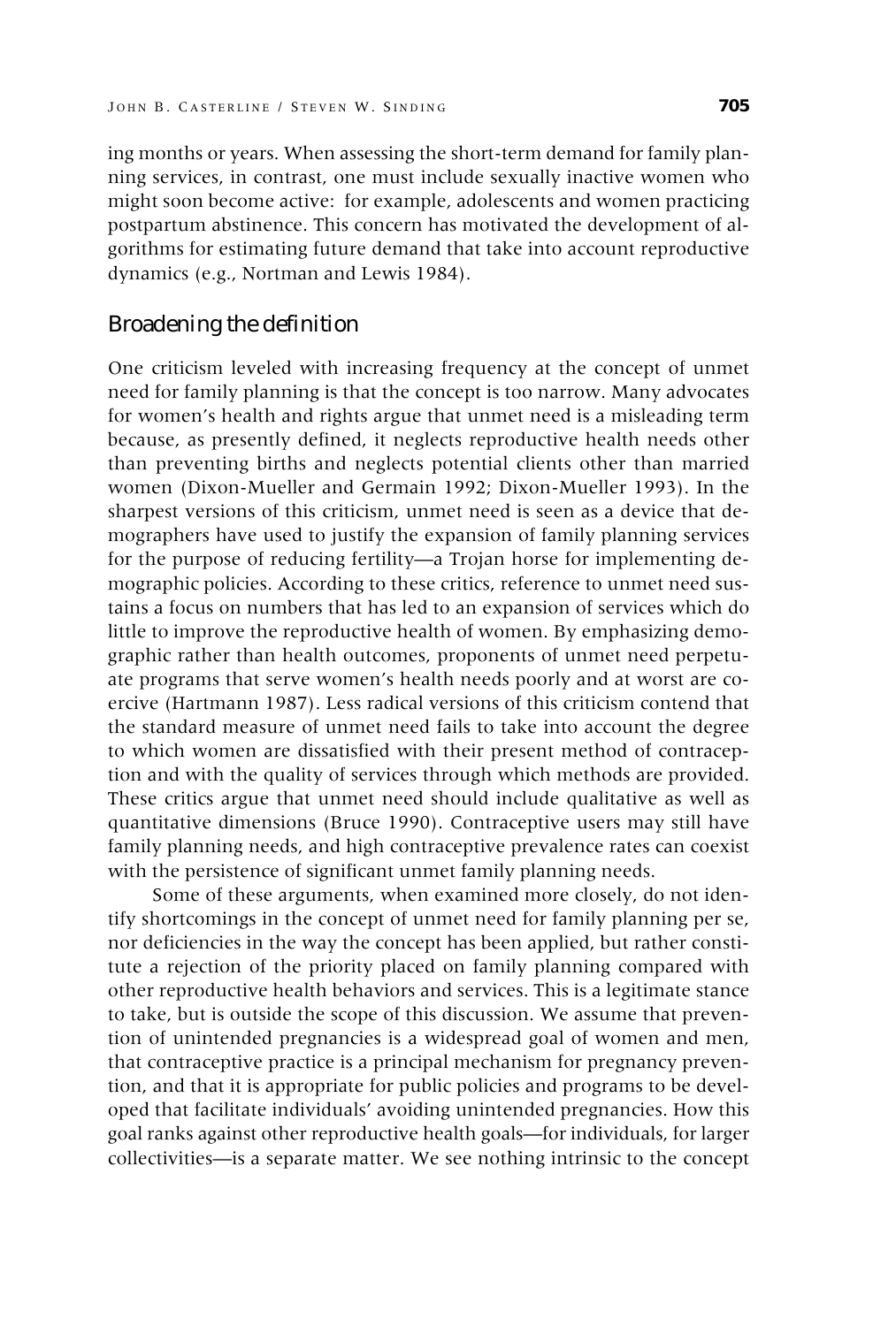ing months or years. When assessing the short-term demand for family planning services, in contrast, one must include sexually inactive women who might soon become active: for example, adolescents and women practicing postpartum abstinence. This concern has motivated the development of algorithms for estimating future demand that take into account reproductive dynamics (e.g., Nortman and Lewis 1984).

## Broadening the definition

One criticism leveled with increasing frequency at the concept of unmet need for family planning is that the concept is too narrow. Many advocates for women's health and rights argue that unmet need is a misleading term because, as presently defined, it neglects reproductive health needs other than preventing births and neglects potential clients other than married women (Dixon-Mueller and Germain 1992; Dixon-Mueller 1993). In the sharpest versions of this criticism, unmet need is seen as a device that demographers have used to justify the expansion of family planning services for the purpose of reducing fertility—a Trojan horse for implementing demographic policies. According to these critics, reference to unmet need sustains a focus on numbers that has led to an expansion of services which do little to improve the reproductive health of women. By emphasizing demographic rather than health outcomes, proponents of unmet need perpetuate programs that serve women's health needs poorly and at worst are coercive (Hartmann 1987). Less radical versions of this criticism contend that the standard measure of unmet need fails to take into account the degree to which women are dissatisfied with their present method of contraception and with the quality of services through which methods are provided. These critics argue that unmet need should include qualitative as well as quantitative dimensions (Bruce 1990). Contraceptive users may still have family planning needs, and high contraceptive prevalence rates can coexist with the persistence of significant unmet family planning needs.

Some of these arguments, when examined more closely, do not identify shortcomings in the concept of unmet need for family planning per se, nor deficiencies in the way the concept has been applied, but rather constitute a rejection of the priority placed on family planning compared with other reproductive health behaviors and services. This is a legitimate stance to take, but is outside the scope of this discussion. We assume that prevention of unintended pregnancies is a widespread goal of women and men, that contraceptive practice is a principal mechanism for pregnancy prevention, and that it is appropriate for public policies and programs to be developed that facilitate individuals' avoiding unintended pregnancies. How this goal ranks against other reproductive health goals—for individuals, for larger collectivities—is a separate matter. We see nothing intrinsic to the concept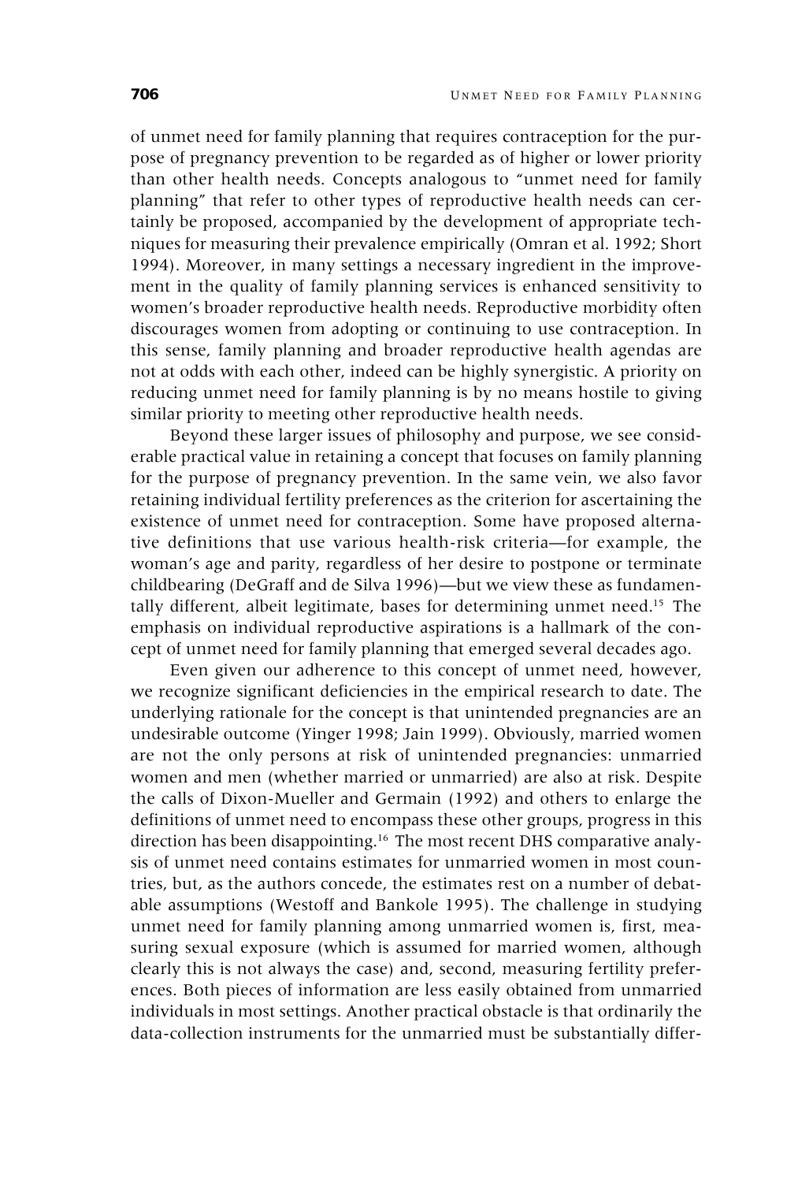of unmet need for family planning that requires contraception for the purpose of pregnancy prevention to be regarded as of higher or lower priority than other health needs. Concepts analogous to "unmet need for family planning" that refer to other types of reproductive health needs can certainly be proposed, accompanied by the development of appropriate techniques for measuring their prevalence empirically (Omran et al. 1992; Short 1994). Moreover, in many settings a necessary ingredient in the improvement in the quality of family planning services is enhanced sensitivity to women's broader reproductive health needs. Reproductive morbidity often discourages women from adopting or continuing to use contraception. In this sense, family planning and broader reproductive health agendas are not at odds with each other, indeed can be highly synergistic. A priority on reducing unmet need for family planning is by no means hostile to giving similar priority to meeting other reproductive health needs.

Beyond these larger issues of philosophy and purpose, we see considerable practical value in retaining a concept that focuses on family planning for the purpose of pregnancy prevention. In the same vein, we also favor retaining individual fertility preferences as the criterion for ascertaining the existence of unmet need for contraception. Some have proposed alternative definitions that use various health-risk criteria—for example, the woman's age and parity, regardless of her desire to postpone or terminate childbearing (DeGraff and de Silva 1996)—but we view these as fundamentally different, albeit legitimate, bases for determining unmet need.[15] The emphasis on individual reproductive aspirations is a hallmark of the concept of unmet need for family planning that emerged several decades ago.

Even given our adherence to this concept of unmet need, however, we recognize significant deficiencies in the empirical research to date. The underlying rationale for the concept is that unintended pregnancies are an undesirable outcome (Yinger 1998; Jain 1999). Obviously, married women are not the only persons at risk of unintended pregnancies: unmarried women and men (whether married or unmarried) are also at risk. Despite the calls of Dixon-Mueller and Germain (1992) and others to enlarge the definitions of unmet need to encompass these other groups, progress in this direction has been disappointing.[16] The most recent DHS comparative analysis of unmet need contains estimates for unmarried women in most countries, but, as the authors concede, the estimates rest on a number of debatable assumptions (Westoff and Bankole 1995). The challenge in studying unmet need for family planning among unmarried women is, first, measuring sexual exposure (which is assumed for married women, although clearly this is not always the case) and, second, measuring fertility preferences. Both pieces of information are less easily obtained from unmarried individuals in most settings. Another practical obstacle is that ordinarily the data-collection instruments for the unmarried must be substantially differ-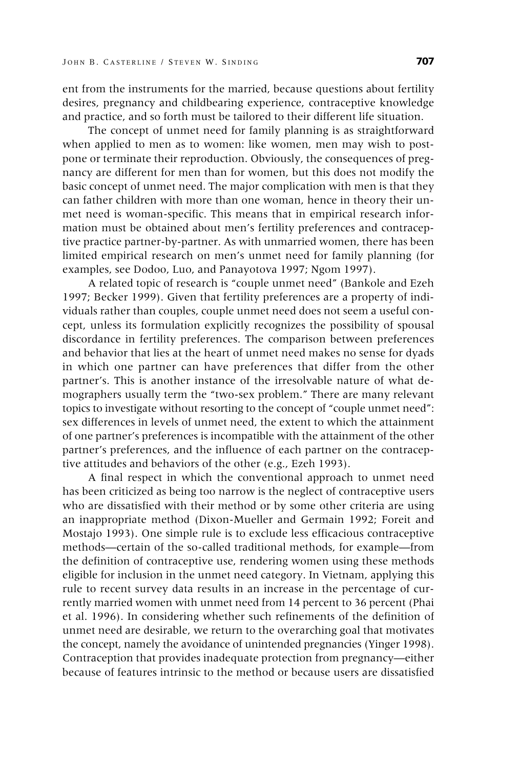ent from the instruments for the married, because questions about fertility desires, pregnancy and childbearing experience, contraceptive knowledge and practice, and so forth must be tailored to their different life situation.

The concept of unmet need for family planning is as straightforward when applied to men as to women: like women, men may wish to postpone or terminate their reproduction. Obviously, the consequences of pregnancy are different for men than for women, but this does not modify the basic concept of unmet need. The major complication with men is that they can father children with more than one woman, hence in theory their unmet need is woman-specific. This means that in empirical research information must be obtained about men's fertility preferences and contraceptive practice partner-by-partner. As with unmarried women, there has been limited empirical research on men's unmet need for family planning (for examples, see Dodoo, Luo, and Panayotova 1997; Ngom 1997).

A related topic of research is "couple unmet need" (Bankole and Ezeh 1997; Becker 1999). Given that fertility preferences are a property of individuals rather than couples, couple unmet need does not seem a useful concept, unless its formulation explicitly recognizes the possibility of spousal discordance in fertility preferences. The comparison between preferences and behavior that lies at the heart of unmet need makes no sense for dyads in which one partner can have preferences that differ from the other partner's. This is another instance of the irresolvable nature of what demographers usually term the "two-sex problem." There are many relevant topics to investigate without resorting to the concept of "couple unmet need": sex differences in levels of unmet need, the extent to which the attainment of one partner's preferences is incompatible with the attainment of the other partner's preferences, and the influence of each partner on the contraceptive attitudes and behaviors of the other (e.g., Ezeh 1993).

A final respect in which the conventional approach to unmet need has been criticized as being too narrow is the neglect of contraceptive users who are dissatisfied with their method or by some other criteria are using an inappropriate method (Dixon-Mueller and Germain 1992; Foreit and Mostajo 1993). One simple rule is to exclude less efficacious contraceptive methods—certain of the so-called traditional methods, for example—from the definition of contraceptive use, rendering women using these methods eligible for inclusion in the unmet need category. In Vietnam, applying this rule to recent survey data results in an increase in the percentage of currently married women with unmet need from 14 percent to 36 percent (Phai et al. 1996). In considering whether such refinements of the definition of unmet need are desirable, we return to the overarching goal that motivates the concept, namely the avoidance of unintended pregnancies (Yinger 1998). Contraception that provides inadequate protection from pregnancy—either because of features intrinsic to the method or because users are dissatisfied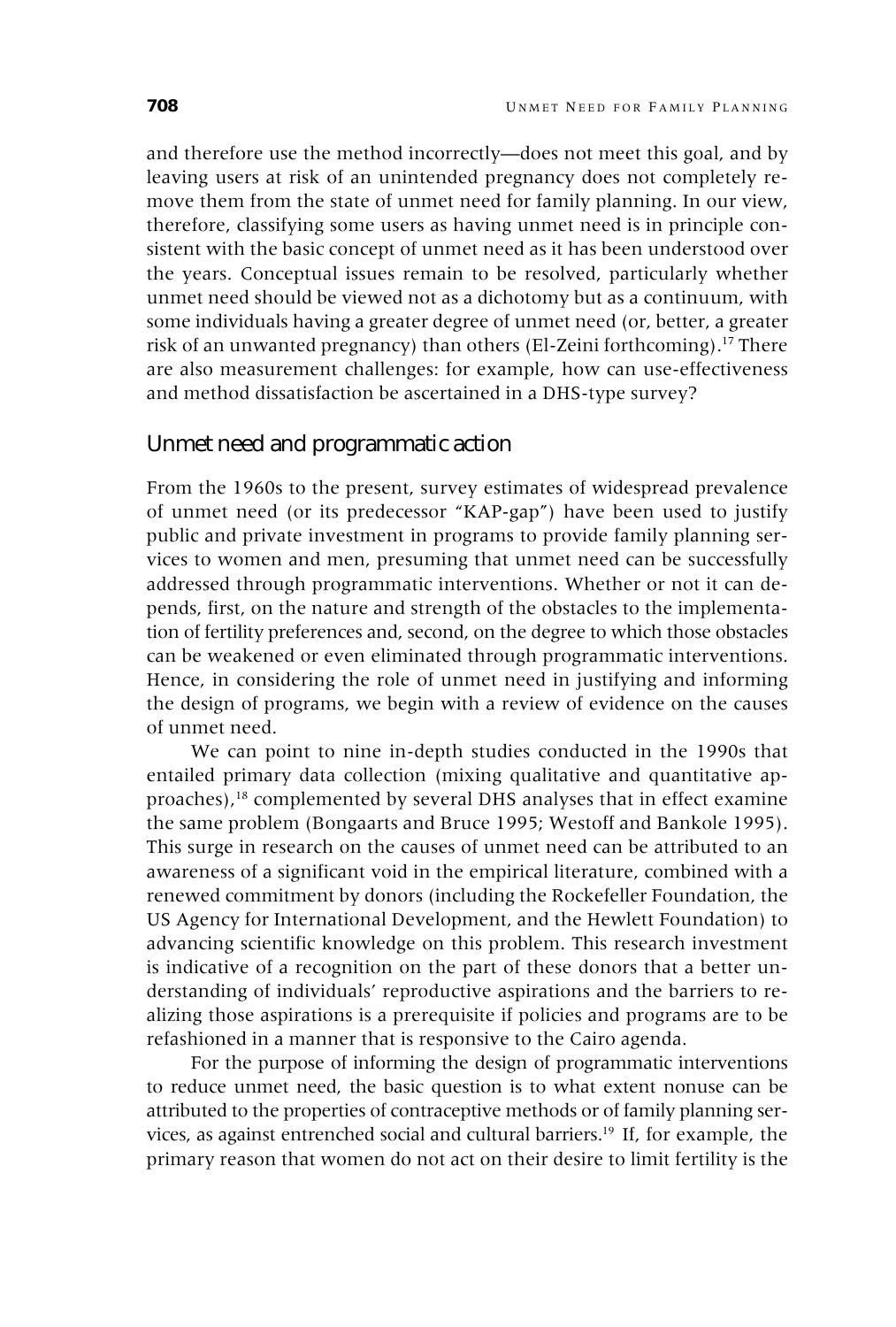and therefore use the method incorrectly—does not meet this goal, and by leaving users at risk of an unintended pregnancy does not completely remove them from the state of unmet need for family planning. In our view, therefore, classifying some users as having unmet need is in principle consistent with the basic concept of unmet need as it has been understood over the years. Conceptual issues remain to be resolved, particularly whether unmet need should be viewed not as a dichotomy but as a continuum, with some individuals having a greater degree of unmet need (or, better, a greater risk of an unwanted pregnancy) than others (El-Zeini forthcoming).[17] There are also measurement challenges: for example, how can use-effectiveness and method dissatisfaction be ascertained in a DHS-type survey?

## Unmet need and programmatic action

From the 1960s to the present, survey estimates of widespread prevalence of unmet need (or its predecessor "KAP-gap") have been used to justify public and private investment in programs to provide family planning services to women and men, presuming that unmet need can be successfully addressed through programmatic interventions. Whether or not it can depends, first, on the nature and strength of the obstacles to the implementation of fertility preferences and, second, on the degree to which those obstacles can be weakened or even eliminated through programmatic interventions. Hence, in considering the role of unmet need in justifying and informing the design of programs, we begin with a review of evidence on the causes of unmet need.

We can point to nine in-depth studies conducted in the 1990s that entailed primary data collection (mixing qualitative and quantitative approaches),[18] complemented by several DHS analyses that in effect examine the same problem (Bongaarts and Bruce 1995; Westoff and Bankole 1995). This surge in research on the causes of unmet need can be attributed to an awareness of a significant void in the empirical literature, combined with a renewed commitment by donors (including the Rockefeller Foundation, the US Agency for International Development, and the Hewlett Foundation) to advancing scientific knowledge on this problem. This research investment is indicative of a recognition on the part of these donors that a better understanding of individuals' reproductive aspirations and the barriers to realizing those aspirations is a prerequisite if policies and programs are to be refashioned in a manner that is responsive to the Cairo agenda.

For the purpose of informing the design of programmatic interventions to reduce unmet need, the basic question is to what extent nonuse can be attributed to the properties of contraceptive methods or of family planning services, as against entrenched social and cultural barriers.[19] If, for example, the primary reason that women do not act on their desire to limit fertility is the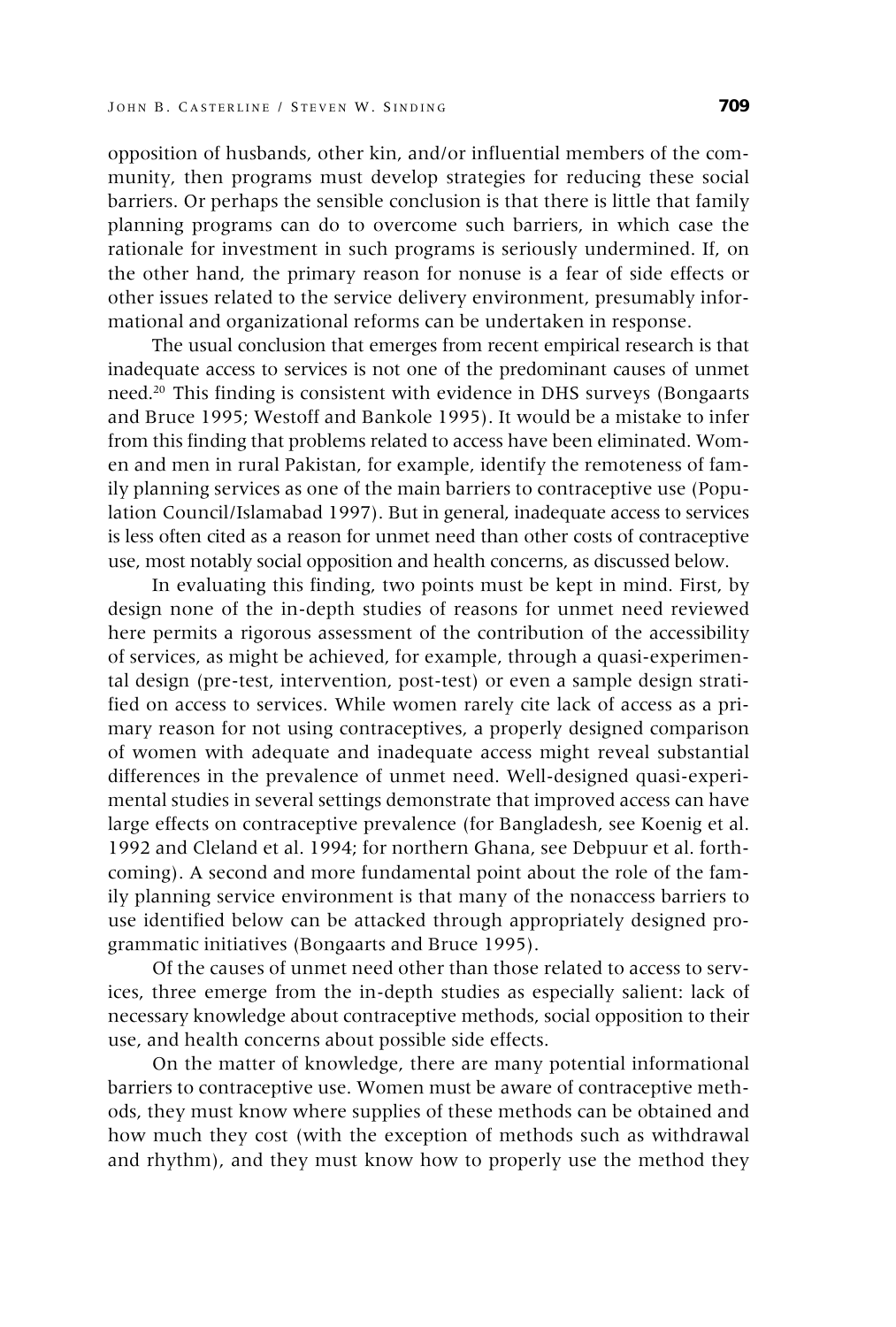opposition of husbands, other kin, and/or influential members of the community, then programs must develop strategies for reducing these social barriers. Or perhaps the sensible conclusion is that there is little that family planning programs can do to overcome such barriers, in which case the rationale for investment in such programs is seriously undermined. If, on the other hand, the primary reason for nonuse is a fear of side effects or other issues related to the service delivery environment, presumably informational and organizational reforms can be undertaken in response.

The usual conclusion that emerges from recent empirical research is that inadequate access to services is not one of the predominant causes of unmet need.[20] This finding is consistent with evidence in DHS surveys (Bongaarts and Bruce 1995; Westoff and Bankole 1995). It would be a mistake to infer from this finding that problems related to access have been eliminated. Women and men in rural Pakistan, for example, identify the remoteness of family planning services as one of the main barriers to contraceptive use (Population Council/Islamabad 1997). But in general, inadequate access to services is less often cited as a reason for unmet need than other costs of contraceptive use, most notably social opposition and health concerns, as discussed below.

In evaluating this finding, two points must be kept in mind. First, by design none of the in-depth studies of reasons for unmet need reviewed here permits a rigorous assessment of the contribution of the accessibility of services, as might be achieved, for example, through a quasi-experimental design (pre-test, intervention, post-test) or even a sample design stratified on access to services. While women rarely cite lack of access as a primary reason for not using contraceptives, a properly designed comparison of women with adequate and inadequate access might reveal substantial differences in the prevalence of unmet need. Well-designed quasi-experimental studies in several settings demonstrate that improved access can have large effects on contraceptive prevalence (for Bangladesh, see Koenig et al. 1992 and Cleland et al. 1994; for northern Ghana, see Debpuur et al. forthcoming). A second and more fundamental point about the role of the family planning service environment is that many of the nonaccess barriers to use identified below can be attacked through appropriately designed programmatic initiatives (Bongaarts and Bruce 1995).

Of the causes of unmet need other than those related to access to services, three emerge from the in-depth studies as especially salient: lack of necessary knowledge about contraceptive methods, social opposition to their use, and health concerns about possible side effects.

On the matter of knowledge, there are many potential informational barriers to contraceptive use. Women must be aware of contraceptive methods, they must know where supplies of these methods can be obtained and how much they cost (with the exception of methods such as withdrawal and rhythm), and they must know how to properly use the method they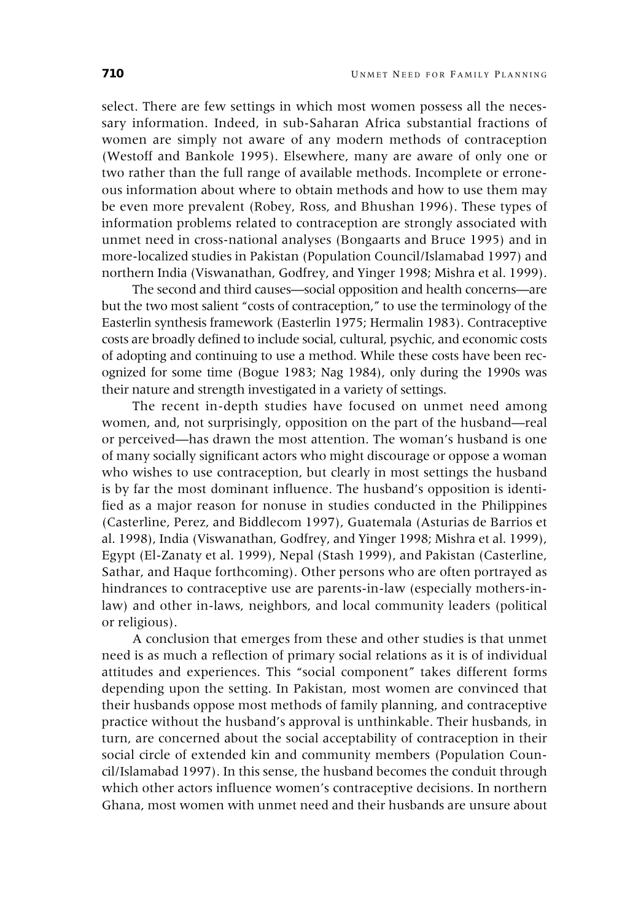select. There are few settings in which most women possess all the necessary information. Indeed, in sub-Saharan Africa substantial fractions of women are simply not aware of any modern methods of contraception (Westoff and Bankole 1995). Elsewhere, many are aware of only one or two rather than the full range of available methods. Incomplete or erroneous information about where to obtain methods and how to use them may be even more prevalent (Robey, Ross, and Bhushan 1996). These types of information problems related to contraception are strongly associated with unmet need in cross-national analyses (Bongaarts and Bruce 1995) and in more-localized studies in Pakistan (Population Council/Islamabad 1997) and northern India (Viswanathan, Godfrey, and Yinger 1998; Mishra et al. 1999).

The second and third causes—social opposition and health concerns—are but the two most salient "costs of contraception," to use the terminology of the Easterlin synthesis framework (Easterlin 1975; Hermalin 1983). Contraceptive costs are broadly defined to include social, cultural, psychic, and economic costs of adopting and continuing to use a method. While these costs have been recognized for some time (Bogue 1983; Nag 1984), only during the 1990s was their nature and strength investigated in a variety of settings.

The recent in-depth studies have focused on unmet need among women, and, not surprisingly, opposition on the part of the husband—real or perceived—has drawn the most attention. The woman's husband is one of many socially significant actors who might discourage or oppose a woman who wishes to use contraception, but clearly in most settings the husband is by far the most dominant influence. The husband's opposition is identified as a major reason for nonuse in studies conducted in the Philippines (Casterline, Perez, and Biddlecom 1997), Guatemala (Asturias de Barrios et al. 1998), India (Viswanathan, Godfrey, and Yinger 1998; Mishra et al. 1999), Egypt (El-Zanaty et al. 1999), Nepal (Stash 1999), and Pakistan (Casterline, Sathar, and Haque forthcoming). Other persons who are often portrayed as hindrances to contraceptive use are parents-in-law (especially mothers-in-law) and other in-laws, neighbors, and local community leaders (political or religious).

A conclusion that emerges from these and other studies is that unmet need is as much a reflection of primary social relations as it is of individual attitudes and experiences. This "social component" takes different forms depending upon the setting. In Pakistan, most women are convinced that their husbands oppose most methods of family planning, and contraceptive practice without the husband's approval is unthinkable. Their husbands, in turn, are concerned about the social acceptability of contraception in their social circle of extended kin and community members (Population Council/Islamabad 1997). In this sense, the husband becomes the conduit through which other actors influence women's contraceptive decisions. In northern Ghana, most women with unmet need and their husbands are unsure about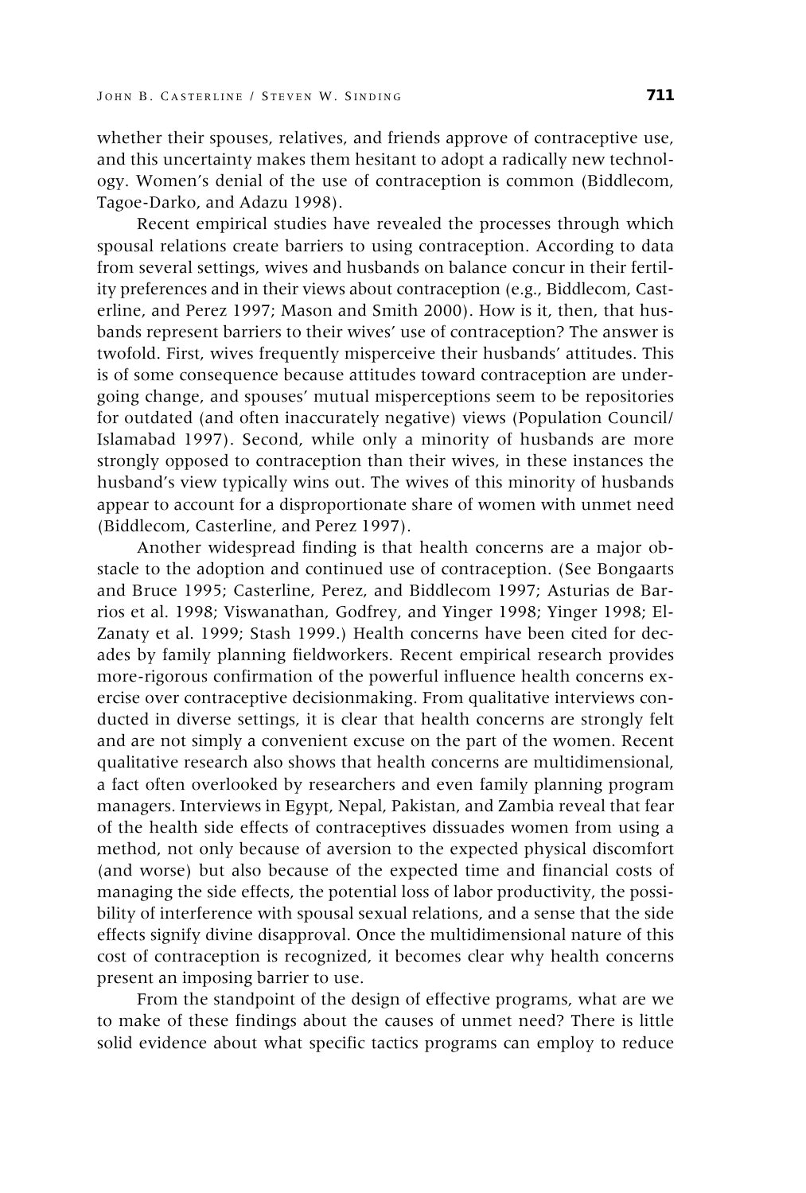whether their spouses, relatives, and friends approve of contraceptive use, and this uncertainty makes them hesitant to adopt a radically new technology. Women's denial of the use of contraception is common (Biddlecom, Tagoe-Darko, and Adazu 1998).

Recent empirical studies have revealed the processes through which spousal relations create barriers to using contraception. According to data from several settings, wives and husbands on balance concur in their fertility preferences and in their views about contraception (e.g., Biddlecom, Casterline, and Perez 1997; Mason and Smith 2000). How is it, then, that husbands represent barriers to their wives' use of contraception? The answer is twofold. First, wives frequently misperceive their husbands' attitudes. This is of some consequence because attitudes toward contraception are undergoing change, and spouses' mutual misperceptions seem to be repositories for outdated (and often inaccurately negative) views (Population Council/Islamabad 1997). Second, while only a minority of husbands are more strongly opposed to contraception than their wives, in these instances the husband's view typically wins out. The wives of this minority of husbands appear to account for a disproportionate share of women with unmet need (Biddlecom, Casterline, and Perez 1997).

Another widespread finding is that health concerns are a major obstacle to the adoption and continued use of contraception. (See Bongaarts and Bruce 1995; Casterline, Perez, and Biddlecom 1997; Asturias de Barrios et al. 1998; Viswanathan, Godfrey, and Yinger 1998; Yinger 1998; El-Zanaty et al. 1999; Stash 1999.) Health concerns have been cited for decades by family planning fieldworkers. Recent empirical research provides more-rigorous confirmation of the powerful influence health concerns exercise over contraceptive decisionmaking. From qualitative interviews conducted in diverse settings, it is clear that health concerns are strongly felt and are not simply a convenient excuse on the part of the women. Recent qualitative research also shows that health concerns are multidimensional, a fact often overlooked by researchers and even family planning program managers. Interviews in Egypt, Nepal, Pakistan, and Zambia reveal that fear of the health side effects of contraceptives dissuades women from using a method, not only because of aversion to the expected physical discomfort (and worse) but also because of the expected time and financial costs of managing the side effects, the potential loss of labor productivity, the possibility of interference with spousal sexual relations, and a sense that the side effects signify divine disapproval. Once the multidimensional nature of this cost of contraception is recognized, it becomes clear why health concerns present an imposing barrier to use.

From the standpoint of the design of effective programs, what are we to make of these findings about the causes of unmet need? There is little solid evidence about what specific tactics programs can employ to reduce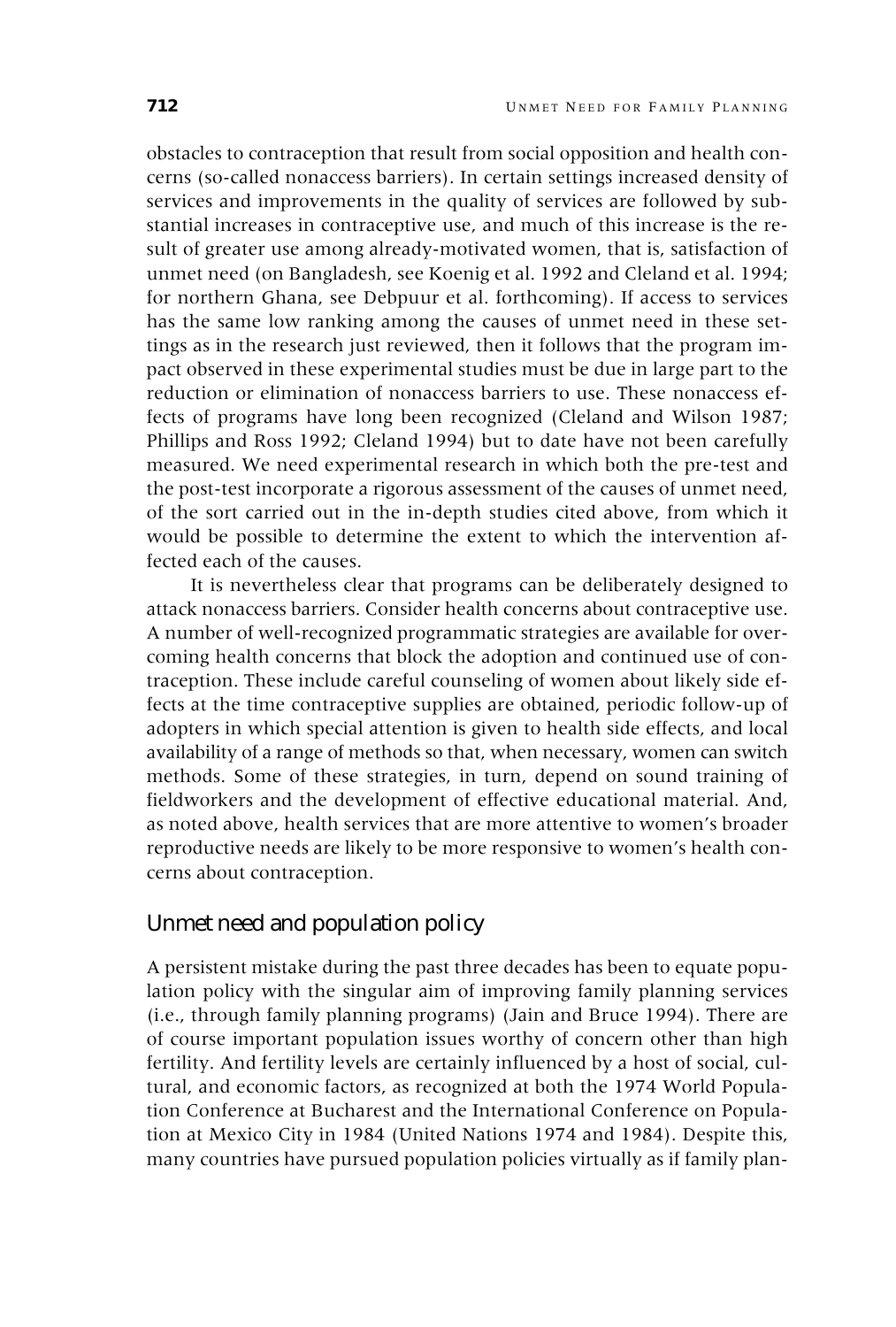obstacles to contraception that result from social opposition and health concerns (so-called nonaccess barriers). In certain settings increased density of services and improvements in the quality of services are followed by substantial increases in contraceptive use, and much of this increase is the result of greater use among already-motivated women, that is, satisfaction of unmet need (on Bangladesh, see Koenig et al. 1992 and Cleland et al. 1994; for northern Ghana, see Debpuur et al. forthcoming). If access to services has the same low ranking among the causes of unmet need in these settings as in the research just reviewed, then it follows that the program impact observed in these experimental studies must be due in large part to the reduction or elimination of nonaccess barriers to use. These nonaccess effects of programs have long been recognized (Cleland and Wilson 1987; Phillips and Ross 1992; Cleland 1994) but to date have not been carefully measured. We need experimental research in which both the pre-test and the post-test incorporate a rigorous assessment of the causes of unmet need, of the sort carried out in the in-depth studies cited above, from which it would be possible to determine the extent to which the intervention affected each of the causes.

It is nevertheless clear that programs can be deliberately designed to attack nonaccess barriers. Consider health concerns about contraceptive use. A number of well-recognized programmatic strategies are available for overcoming health concerns that block the adoption and continued use of contraception. These include careful counseling of women about likely side effects at the time contraceptive supplies are obtained, periodic follow-up of adopters in which special attention is given to health side effects, and local availability of a range of methods so that, when necessary, women can switch methods. Some of these strategies, in turn, depend on sound training of fieldworkers and the development of effective educational material. And, as noted above, health services that are more attentive to women's broader reproductive needs are likely to be more responsive to women's health concerns about contraception.

## Unmet need and population policy

A persistent mistake during the past three decades has been to equate population policy with the singular aim of improving family planning services (i.e., through family planning programs) (Jain and Bruce 1994). There are of course important population issues worthy of concern other than high fertility. And fertility levels are certainly influenced by a host of social, cultural, and economic factors, as recognized at both the 1974 World Population Conference at Bucharest and the International Conference on Population at Mexico City in 1984 (United Nations 1974 and 1984). Despite this, many countries have pursued population policies virtually as if family plan-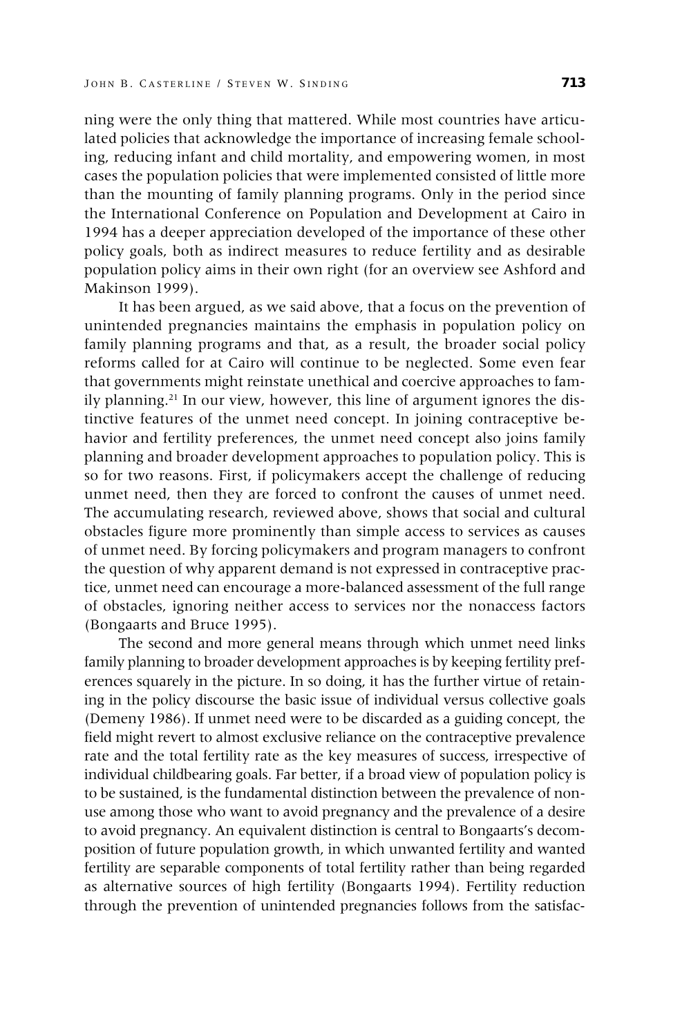ning were the only thing that mattered. While most countries have articulated policies that acknowledge the importance of increasing female schooling, reducing infant and child mortality, and empowering women, in most cases the population policies that were implemented consisted of little more than the mounting of family planning programs. Only in the period since the International Conference on Population and Development at Cairo in 1994 has a deeper appreciation developed of the importance of these other policy goals, both as indirect measures to reduce fertility and as desirable population policy aims in their own right (for an overview see Ashford and Makinson 1999).

It has been argued, as we said above, that a focus on the prevention of unintended pregnancies maintains the emphasis in population policy on family planning programs and that, as a result, the broader social policy reforms called for at Cairo will continue to be neglected. Some even fear that governments might reinstate unethical and coercive approaches to family planning.[21] In our view, however, this line of argument ignores the distinctive features of the unmet need concept. In joining contraceptive behavior and fertility preferences, the unmet need concept also joins family planning and broader development approaches to population policy. This is so for two reasons. First, if policymakers accept the challenge of reducing unmet need, then they are forced to confront the causes of unmet need. The accumulating research, reviewed above, shows that social and cultural obstacles figure more prominently than simple access to services as causes of unmet need. By forcing policymakers and program managers to confront the question of why apparent demand is not expressed in contraceptive practice, unmet need can encourage a more-balanced assessment of the full range of obstacles, ignoring neither access to services nor the nonaccess factors (Bongaarts and Bruce 1995).

The second and more general means through which unmet need links family planning to broader development approaches is by keeping fertility preferences squarely in the picture. In so doing, it has the further virtue of retaining in the policy discourse the basic issue of individual versus collective goals (Demeny 1986). If unmet need were to be discarded as a guiding concept, the field might revert to almost exclusive reliance on the contraceptive prevalence rate and the total fertility rate as the key measures of success, irrespective of individual childbearing goals. Far better, if a broad view of population policy is to be sustained, is the fundamental distinction between the prevalence of nonuse among those who want to avoid pregnancy and the prevalence of a desire to avoid pregnancy. An equivalent distinction is central to Bongaarts's decomposition of future population growth, in which unwanted fertility and wanted fertility are separable components of total fertility rather than being regarded as alternative sources of high fertility (Bongaarts 1994). Fertility reduction through the prevention of unintended pregnancies follows from the satisfac-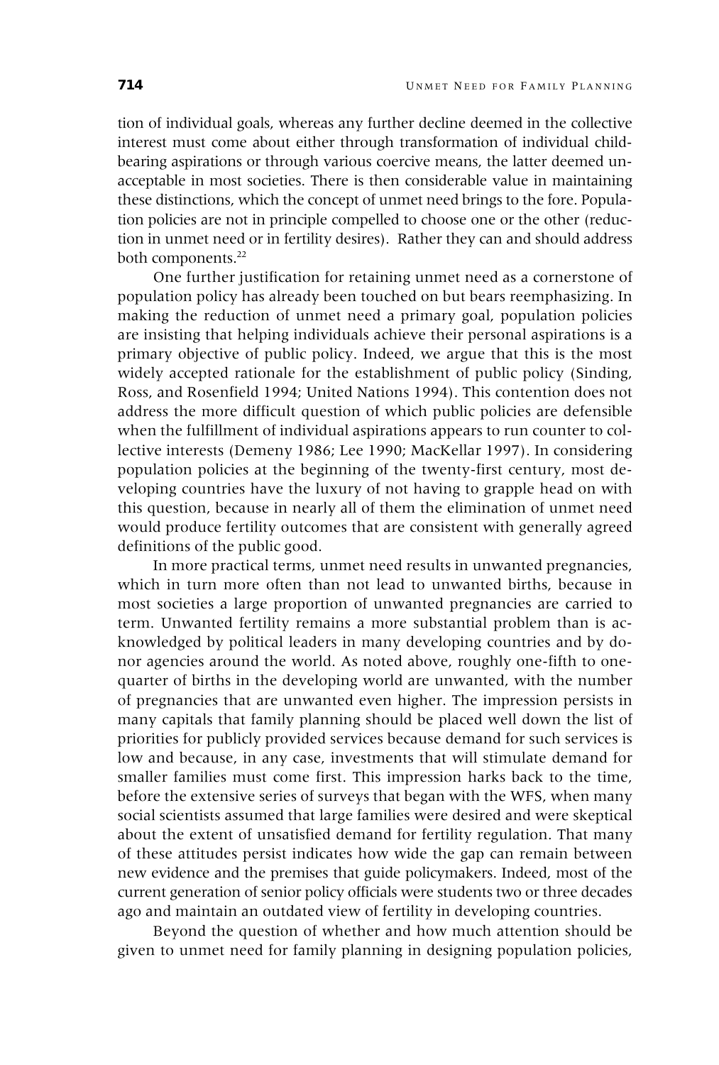tion of individual goals, whereas any further decline deemed in the collective interest must come about either through transformation of individual childbearing aspirations or through various coercive means, the latter deemed unacceptable in most societies. There is then considerable value in maintaining these distinctions, which the concept of unmet need brings to the fore. Population policies are not in principle compelled to choose one or the other (reduction in unmet need or in fertility desires). Rather they can and should address both components.[22]

One further justification for retaining unmet need as a cornerstone of population policy has already been touched on but bears reemphasizing. In making the reduction of unmet need a primary goal, population policies are insisting that helping individuals achieve their personal aspirations is a primary objective of public policy. Indeed, we argue that this is the most widely accepted rationale for the establishment of public policy (Sinding, Ross, and Rosenfield 1994; United Nations 1994). This contention does not address the more difficult question of which public policies are defensible when the fulfillment of individual aspirations appears to run counter to collective interests (Demeny 1986; Lee 1990; MacKellar 1997). In considering population policies at the beginning of the twenty-first century, most developing countries have the luxury of not having to grapple head on with this question, because in nearly all of them the elimination of unmet need would produce fertility outcomes that are consistent with generally agreed definitions of the public good.

In more practical terms, unmet need results in unwanted pregnancies, which in turn more often than not lead to unwanted births, because in most societies a large proportion of unwanted pregnancies are carried to term. Unwanted fertility remains a more substantial problem than is acknowledged by political leaders in many developing countries and by donor agencies around the world. As noted above, roughly one-fifth to one-quarter of births in the developing world are unwanted, with the number of pregnancies that are unwanted even higher. The impression persists in many capitals that family planning should be placed well down the list of priorities for publicly provided services because demand for such services is low and because, in any case, investments that will stimulate demand for smaller families must come first. This impression harks back to the time, before the extensive series of surveys that began with the WFS, when many social scientists assumed that large families were desired and were skeptical about the extent of unsatisfied demand for fertility regulation. That many of these attitudes persist indicates how wide the gap can remain between new evidence and the premises that guide policymakers. Indeed, most of the current generation of senior policy officials were students two or three decades ago and maintain an outdated view of fertility in developing countries.

Beyond the question of whether and how much attention should be given to unmet need for family planning in designing population policies,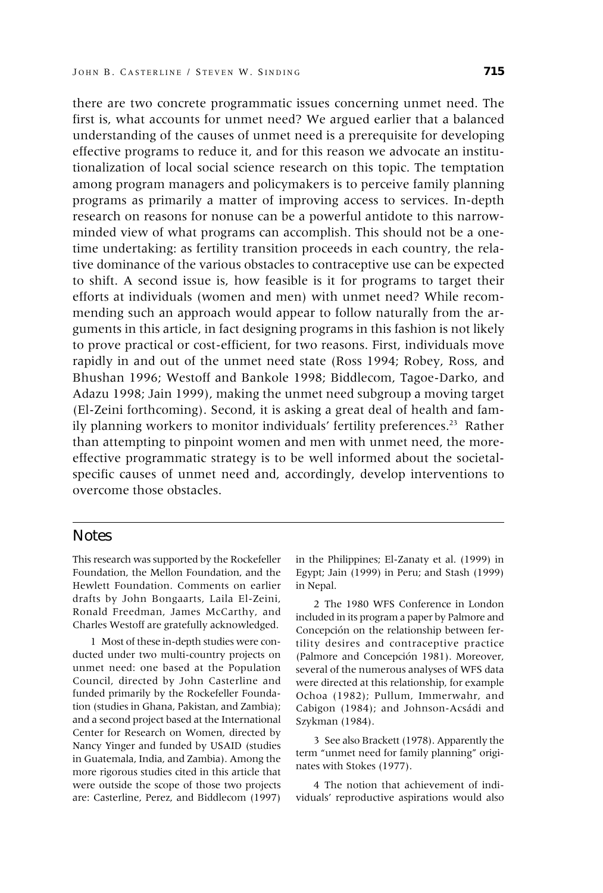there are two concrete programmatic issues concerning unmet need. The first is, what accounts for unmet need? We argued earlier that a balanced understanding of the causes of unmet need is a prerequisite for developing effective programs to reduce it, and for this reason we advocate an institutionalization of local social science research on this topic. The temptation among program managers and policymakers is to perceive family planning programs as primarily a matter of improving access to services. In-depth research on reasons for nonuse can be a powerful antidote to this narrow-minded view of what programs can accomplish. This should not be a one-time undertaking: as fertility transition proceeds in each country, the relative dominance of the various obstacles to contraceptive use can be expected to shift. A second issue is, how feasible is it for programs to target their efforts at individuals (women and men) with unmet need? While recommending such an approach would appear to follow naturally from the arguments in this article, in fact designing programs in this fashion is not likely to prove practical or cost-efficient, for two reasons. First, individuals move rapidly in and out of the unmet need state (Ross 1994; Robey, Ross, and Bhushan 1996; Westoff and Bankole 1998; Biddlecom, Tagoe-Darko, and Adazu 1998; Jain 1999), making the unmet need subgroup a moving target (El-Zeini forthcoming). Second, it is asking a great deal of health and family planning workers to monitor individuals' fertility preferences.[23] Rather than attempting to pinpoint women and men with unmet need, the more-effective programmatic strategy is to be well informed about the societal-specific causes of unmet need and, accordingly, develop interventions to overcome those obstacles.

## Notes

This research was supported by the Rockefeller Foundation, the Mellon Foundation, and the Hewlett Foundation. Comments on earlier drafts by John Bongaarts, Laila El-Zeini, Ronald Freedman, James McCarthy, and Charles Westoff are gratefully acknowledged.

1 Most of these in-depth studies were conducted under two multi-country projects on unmet need: one based at the Population Council, directed by John Casterline and funded primarily by the Rockefeller Foundation (studies in Ghana, Pakistan, and Zambia); and a second project based at the International Center for Research on Women, directed by Nancy Yinger and funded by USAID (studies in Guatemala, India, and Zambia). Among the more rigorous studies cited in this article that were outside the scope of those two projects are: Casterline, Perez, and Biddlecom (1997) in the Philippines; El-Zanaty et al. (1999) in Egypt; Jain (1999) in Peru; and Stash (1999) in Nepal.

2 The 1980 WFS Conference in London included in its program a paper by Palmore and Concepción on the relationship between fertility desires and contraceptive practice (Palmore and Concepción 1981). Moreover, several of the numerous analyses of WFS data were directed at this relationship, for example Ochoa (1982); Pullum, Immerwahr, and Cabigon (1984); and Johnson-Acsádi and Szykman (1984).

3 See also Brackett (1978). Apparently the term "unmet need for family planning" originates with Stokes (1977).

4 The notion that achievement of individuals' reproductive aspirations would also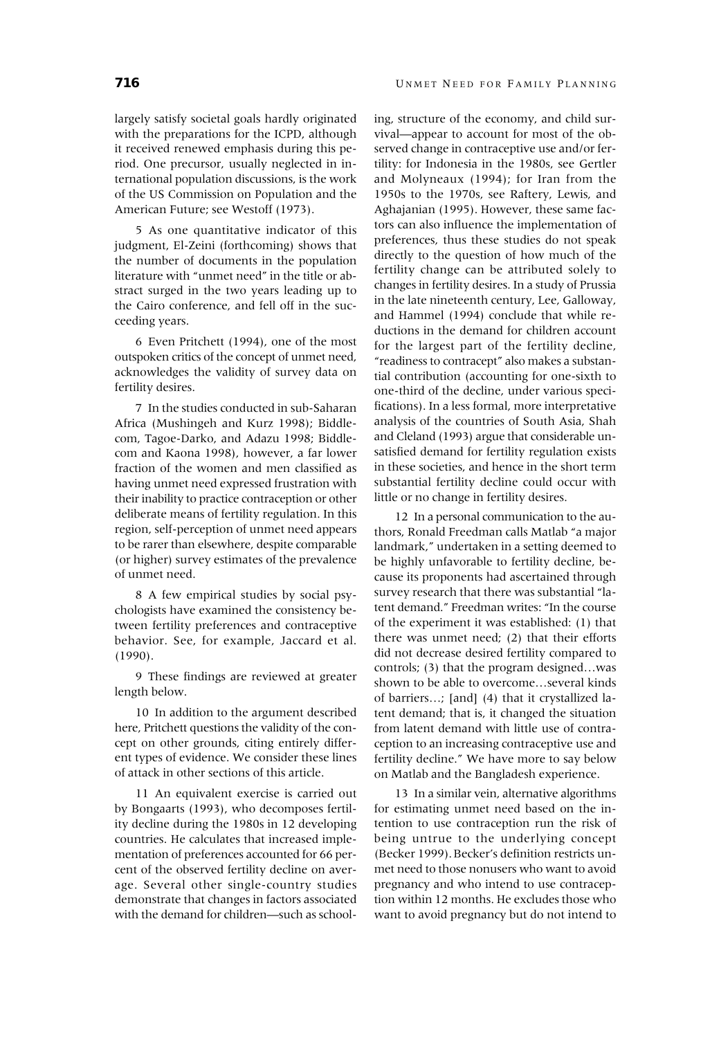largely satisfy societal goals hardly originated with the preparations for the ICPD, although it received renewed emphasis during this period. One precursor, usually neglected in international population discussions, is the work of the US Commission on Population and the American Future; see Westoff (1973).

5 As one quantitative indicator of this judgment, El-Zeini (forthcoming) shows that the number of documents in the population literature with "unmet need" in the title or abstract surged in the two years leading up to the Cairo conference, and fell off in the succeeding years.

6 Even Pritchett (1994), one of the most outspoken critics of the concept of unmet need, acknowledges the validity of survey data on fertility desires.

7 In the studies conducted in sub-Saharan Africa (Mushingeh and Kurz 1998); Biddlecom, Tagoe-Darko, and Adazu 1998; Biddlecom and Kaona 1998), however, a far lower fraction of the women and men classified as having unmet need expressed frustration with their inability to practice contraception or other deliberate means of fertility regulation. In this region, self-perception of unmet need appears to be rarer than elsewhere, despite comparable (or higher) survey estimates of the prevalence of unmet need.

8 A few empirical studies by social psychologists have examined the consistency between fertility preferences and contraceptive behavior. See, for example, Jaccard et al. (1990).

9 These findings are reviewed at greater length below.

10 In addition to the argument described here, Pritchett questions the validity of the concept on other grounds, citing entirely different types of evidence. We consider these lines of attack in other sections of this article.

11 An equivalent exercise is carried out by Bongaarts (1993), who decomposes fertility decline during the 1980s in 12 developing countries. He calculates that increased implementation of preferences accounted for 66 percent of the observed fertility decline on average. Several other single-country studies demonstrate that changes in factors associated with the demand for children—such as schooling, structure of the economy, and child survival—appear to account for most of the observed change in contraceptive use and/or fertility: for Indonesia in the 1980s, see Gertler and Molyneaux (1994); for Iran from the 1950s to the 1970s, see Raftery, Lewis, and Aghajanian (1995). However, these same factors can also influence the implementation of preferences, thus these studies do not speak directly to the question of how much of the fertility change can be attributed solely to changes in fertility desires. In a study of Prussia in the late nineteenth century, Lee, Galloway, and Hammel (1994) conclude that while reductions in the demand for children account for the largest part of the fertility decline, "readiness to contracept" also makes a substantial contribution (accounting for one-sixth to one-third of the decline, under various specifications). In a less formal, more interpretative analysis of the countries of South Asia, Shah and Cleland (1993) argue that considerable unsatisfied demand for fertility regulation exists in these societies, and hence in the short term substantial fertility decline could occur with little or no change in fertility desires.

12 In a personal communication to the authors, Ronald Freedman calls Matlab "a major landmark," undertaken in a setting deemed to be highly unfavorable to fertility decline, because its proponents had ascertained through survey research that there was substantial "latent demand." Freedman writes: "In the course of the experiment it was established: (1) that there was unmet need; (2) that their efforts did not decrease desired fertility compared to controls; (3) that the program designed…was shown to be able to overcome…several kinds of barriers…; [and] (4) that it crystallized latent demand; that is, it changed the situation from latent demand with little use of contraception to an increasing contraceptive use and fertility decline." We have more to say below on Matlab and the Bangladesh experience.

13 In a similar vein, alternative algorithms for estimating unmet need based on the intention to use contraception run the risk of being untrue to the underlying concept (Becker 1999). Becker's definition restricts unmet need to those nonusers who want to avoid pregnancy and who intend to use contraception within 12 months. He excludes those who want to avoid pregnancy but do not intend to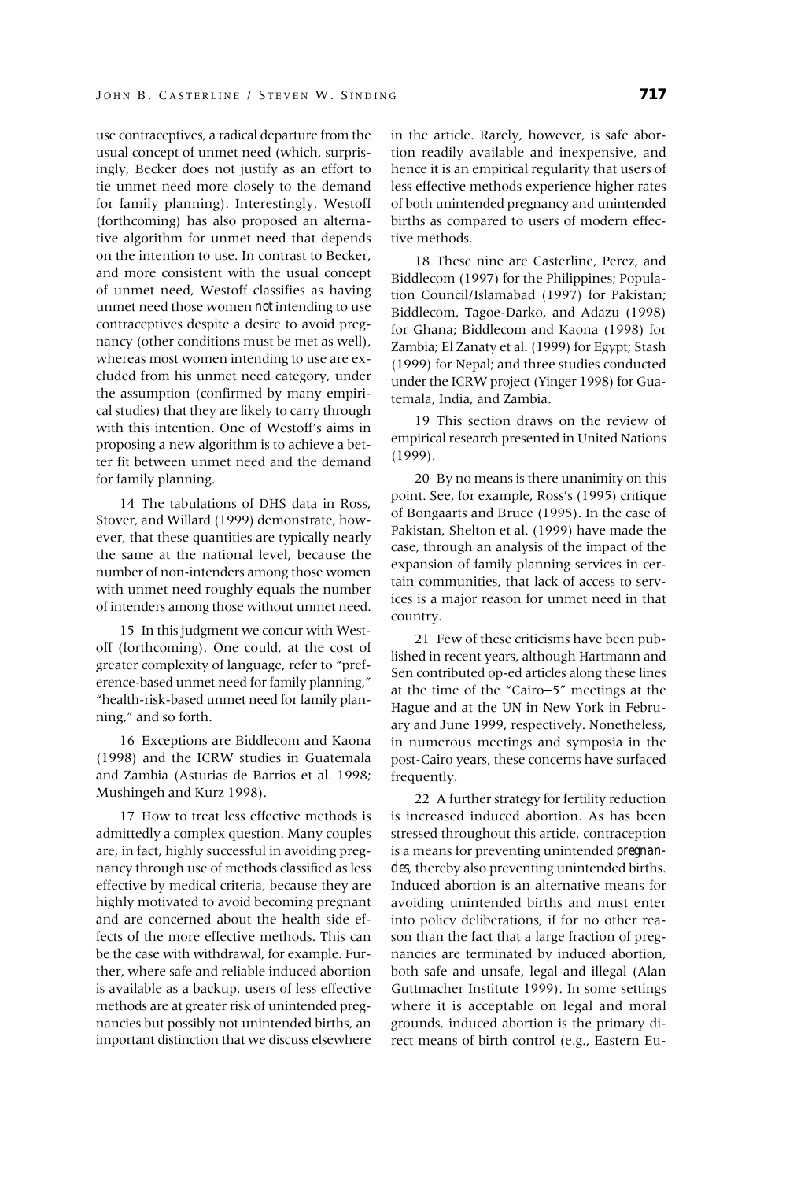use contraceptives, a radical departure from the usual concept of unmet need (which, surprisingly, Becker does not justify as an effort to tie unmet need more closely to the demand for family planning). Interestingly, Westoff (forthcoming) has also proposed an alternative algorithm for unmet need that depends on the intention to use. In contrast to Becker, and more consistent with the usual concept of unmet need, Westoff classifies as having unmet need those women *not* intending to use contraceptives despite a desire to avoid pregnancy (other conditions must be met as well), whereas most women intending to use are excluded from his unmet need category, under the assumption (confirmed by many empirical studies) that they are likely to carry through with this intention. One of Westoff's aims in proposing a new algorithm is to achieve a better fit between unmet need and the demand for family planning.

14 The tabulations of DHS data in Ross, Stover, and Willard (1999) demonstrate, however, that these quantities are typically nearly the same at the national level, because the number of non-intenders among those women with unmet need roughly equals the number of intenders among those without unmet need.

15 In this judgment we concur with Westoff (forthcoming). One could, at the cost of greater complexity of language, refer to "preference-based unmet need for family planning," "health-risk-based unmet need for family planning," and so forth.

16 Exceptions are Biddlecom and Kaona (1998) and the ICRW studies in Guatemala and Zambia (Asturias de Barrios et al. 1998; Mushingeh and Kurz 1998).

17 How to treat less effective methods is admittedly a complex question. Many couples are, in fact, highly successful in avoiding pregnancy through use of methods classified as less effective by medical criteria, because they are highly motivated to avoid becoming pregnant and are concerned about the health side effects of the more effective methods. This can be the case with withdrawal, for example. Further, where safe and reliable induced abortion is available as a backup, users of less effective methods are at greater risk of unintended pregnancies but possibly not unintended births, an important distinction that we discuss elsewhere in the article. Rarely, however, is safe abortion readily available and inexpensive, and hence it is an empirical regularity that users of less effective methods experience higher rates of both unintended pregnancy and unintended births as compared to users of modern effective methods.

18 These nine are Casterline, Perez, and Biddlecom (1997) for the Philippines; Population Council/Islamabad (1997) for Pakistan; Biddlecom, Tagoe-Darko, and Adazu (1998) for Ghana; Biddlecom and Kaona (1998) for Zambia; El Zanaty et al. (1999) for Egypt; Stash (1999) for Nepal; and three studies conducted under the ICRW project (Yinger 1998) for Guatemala, India, and Zambia.

19 This section draws on the review of empirical research presented in United Nations (1999).

20 By no means is there unanimity on this point. See, for example, Ross's (1995) critique of Bongaarts and Bruce (1995). In the case of Pakistan, Shelton et al. (1999) have made the case, through an analysis of the impact of the expansion of family planning services in certain communities, that lack of access to services is a major reason for unmet need in that country.

21 Few of these criticisms have been published in recent years, although Hartmann and Sen contributed op-ed articles along these lines at the time of the "Cairo+5" meetings at the Hague and at the UN in New York in February and June 1999, respectively. Nonetheless, in numerous meetings and symposia in the post-Cairo years, these concerns have surfaced frequently.

22 A further strategy for fertility reduction is increased induced abortion. As has been stressed throughout this article, contraception is a means for preventing unintended *pregnancies*, thereby also preventing unintended births. Induced abortion is an alternative means for avoiding unintended births and must enter into policy deliberations, if for no other reason than the fact that a large fraction of pregnancies are terminated by induced abortion, both safe and unsafe, legal and illegal (Alan Guttmacher Institute 1999). In some settings where it is acceptable on legal and moral grounds, induced abortion is the primary direct means of birth control (e.g., Eastern Eu-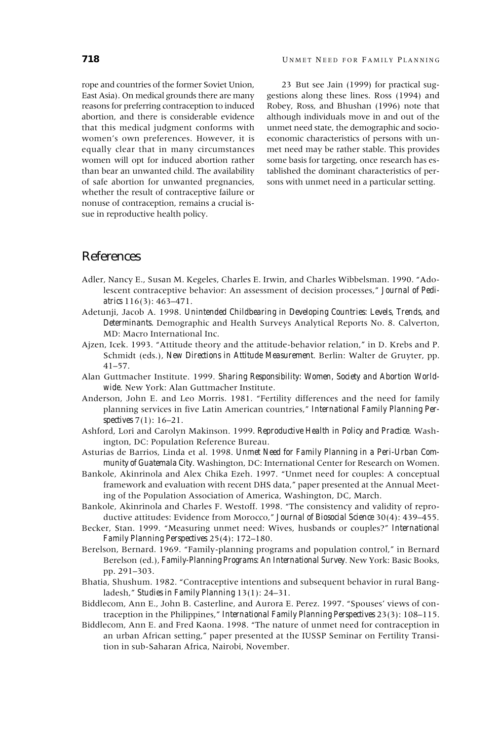rope and countries of the former Soviet Union, East Asia). On medical grounds there are many reasons for preferring contraception to induced abortion, and there is considerable evidence that this medical judgment conforms with women's own preferences. However, it is equally clear that in many circumstances women will opt for induced abortion rather than bear an unwanted child. The availability of safe abortion for unwanted pregnancies, whether the result of contraceptive failure or nonuse of contraception, remains a crucial issue in reproductive health policy.

23 But see Jain (1999) for practical suggestions along these lines. Ross (1994) and Robey, Ross, and Bhushan (1996) note that although individuals move in and out of the unmet need state, the demographic and socioeconomic characteristics of persons with unmet need may be rather stable. This provides some basis for targeting, once research has established the dominant characteristics of persons with unmet need in a particular setting.

## References

Adler, Nancy E., Susan M. Kegeles, Charles E. Irwin, and Charles Wibbelsman. 1990. "Adolescent contraceptive behavior: An assessment of decision processes," *Journal of Pediatrics* 116(3): 463–471.

Adetunji, Jacob A. 1998. *Unintended Childbearing in Developing Countries: Levels, Trends, and Determinants*. Demographic and Health Surveys Analytical Reports No. 8. Calverton, MD: Macro International Inc.

Ajzen, Icek. 1993. "Attitude theory and the attitude-behavior relation," in D. Krebs and P. Schmidt (eds.), *New Directions in Attitude Measurement*. Berlin: Walter de Gruyter, pp. 41–57.

Alan Guttmacher Institute. 1999. *Sharing Responsibility: Women, Society and Abortion Worldwide*. New York: Alan Guttmacher Institute.

Anderson, John E. and Leo Morris. 1981. "Fertility differences and the need for family planning services in five Latin American countries," *International Family Planning Perspectives* 7(1): 16–21.

Ashford, Lori and Carolyn Makinson. 1999. *Reproductive Health in Policy and Practice*. Washington, DC: Population Reference Bureau.

Asturias de Barrios, Linda et al. 1998. *Unmet Need for Family Planning in a Peri-Urban Community of Guatemala City*. Washington, DC: International Center for Research on Women.

Bankole, Akinrinola and Alex Chika Ezeh. 1997. "Unmet need for couples: A conceptual framework and evaluation with recent DHS data," paper presented at the Annual Meeting of the Population Association of America, Washington, DC, March.

Bankole, Akinrinola and Charles F. Westoff. 1998. "The consistency and validity of reproductive attitudes: Evidence from Morocco," *Journal of Biosocial Science* 30(4): 439–455.

Becker, Stan. 1999. "Measuring unmet need: Wives, husbands or couples?" *International Family Planning Perspectives* 25(4): 172–180.

Berelson, Bernard. 1969. "Family-planning programs and population control," in Bernard Berelson (ed.), *Family-Planning Programs: An International Survey*. New York: Basic Books, pp. 291–303.

Bhatia, Shushum. 1982. "Contraceptive intentions and subsequent behavior in rural Bangladesh," *Studies in Family Planning* 13(1): 24–31.

Biddlecom, Ann E., John B. Casterline, and Aurora E. Perez. 1997. "Spouses' views of contraception in the Philippines," *International Family Planning Perspectives* 23(3): 108–115.

Biddlecom, Ann E. and Fred Kaona. 1998. "The nature of unmet need for contraception in an urban African setting," paper presented at the IUSSP Seminar on Fertility Transition in sub-Saharan Africa, Nairobi, November.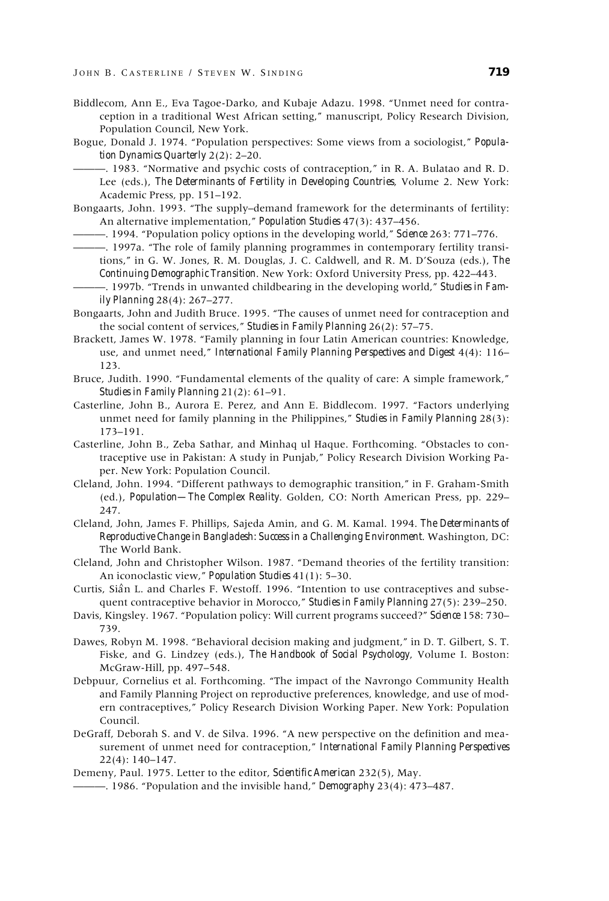Biddlecom, Ann E., Eva Tagoe-Darko, and Kubaje Adazu. 1998. "Unmet need for contraception in a traditional West African setting," manuscript, Policy Research Division, Population Council, New York.

Bogue, Donald J. 1974. "Population perspectives: Some views from a sociologist," *Population Dynamics Quarterly* 2(2): 2–20.

———. 1983. "Normative and psychic costs of contraception," in R. A. Bulatao and R. D. Lee (eds.), *The Determinants of Fertility in Developing Countries*, Volume 2. New York: Academic Press, pp. 151–192.

Bongaarts, John. 1993. "The supply–demand framework for the determinants of fertility: An alternative implementation," *Population Studies* 47(3): 437–456.

———. 1994. "Population policy options in the developing world," *Science* 263: 771–776.

———. 1997a. "The role of family planning programmes in contemporary fertility transitions," in G. W. Jones, R. M. Douglas, J. C. Caldwell, and R. M. D'Souza (eds.), *The Continuing Demographic Transition*. New York: Oxford University Press, pp. 422–443.

———. 1997b. "Trends in unwanted childbearing in the developing world," *Studies in Family Planning* 28(4): 267–277.

Bongaarts, John and Judith Bruce. 1995. "The causes of unmet need for contraception and the social content of services," *Studies in Family Planning* 26(2): 57–75.

Brackett, James W. 1978. "Family planning in four Latin American countries: Knowledge, use, and unmet need," *International Family Planning Perspectives and Digest* 4(4): 116–123.

Bruce, Judith. 1990. "Fundamental elements of the quality of care: A simple framework," *Studies in Family Planning* 21(2): 61–91.

Casterline, John B., Aurora E. Perez, and Ann E. Biddlecom. 1997. "Factors underlying unmet need for family planning in the Philippines," *Studies in Family Planning* 28(3): 173–191.

Casterline, John B., Zeba Sathar, and Minhaq ul Haque. Forthcoming. "Obstacles to contraceptive use in Pakistan: A study in Punjab," Policy Research Division Working Paper. New York: Population Council.

Cleland, John. 1994. "Different pathways to demographic transition," in F. Graham-Smith (ed.), *Population—The Complex Reality*. Golden, CO: North American Press, pp. 229–247.

Cleland, John, James F. Phillips, Sajeda Amin, and G. M. Kamal. 1994. *The Determinants of Reproductive Change in Bangladesh: Success in a Challenging Environment*. Washington, DC: The World Bank.

Cleland, John and Christopher Wilson. 1987. "Demand theories of the fertility transition: An iconoclastic view," *Population Studies* 41(1): 5–30.

Curtis, Siân L. and Charles F. Westoff. 1996. "Intention to use contraceptives and subsequent contraceptive behavior in Morocco," *Studies in Family Planning* 27(5): 239–250.

Davis, Kingsley. 1967. "Population policy: Will current programs succeed?" *Science* 158: 730–739.

Dawes, Robyn M. 1998. "Behavioral decision making and judgment," in D. T. Gilbert, S. T. Fiske, and G. Lindzey (eds.), *The Handbook of Social Psychology*, Volume I. Boston: McGraw-Hill, pp. 497–548.

Debpuur, Cornelius et al. Forthcoming. "The impact of the Navrongo Community Health and Family Planning Project on reproductive preferences, knowledge, and use of modern contraceptives," Policy Research Division Working Paper. New York: Population Council.

DeGraff, Deborah S. and V. de Silva. 1996. "A new perspective on the definition and measurement of unmet need for contraception," *International Family Planning Perspectives* 22(4): 140–147.

Demeny, Paul. 1975. Letter to the editor, *Scientific American* 232(5), May.

———. 1986. "Population and the invisible hand," *Demography* 23(4): 473–487.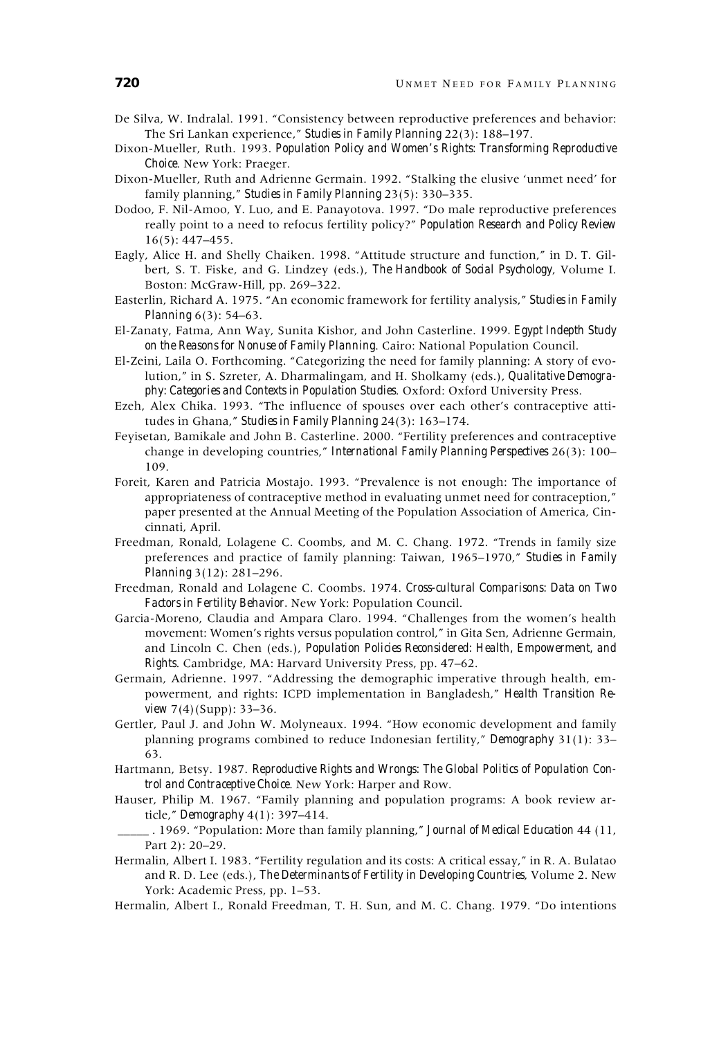De Silva, W. Indralal. 1991. "Consistency between reproductive preferences and behavior: The Sri Lankan experience," *Studies in Family Planning* 22(3): 188–197.

Dixon-Mueller, Ruth. 1993. *Population Policy and Women's Rights: Transforming Reproductive Choice*. New York: Praeger.

Dixon-Mueller, Ruth and Adrienne Germain. 1992. "Stalking the elusive 'unmet need' for family planning," *Studies in Family Planning* 23(5): 330–335.

Dodoo, F. Nil-Amoo, Y. Luo, and E. Panayotova. 1997. "Do male reproductive preferences really point to a need to refocus fertility policy?" *Population Research and Policy Review* 16(5): 447–455.

Eagly, Alice H. and Shelly Chaiken. 1998. "Attitude structure and function," in D. T. Gilbert, S. T. Fiske, and G. Lindzey (eds.), *The Handbook of Social Psychology*, Volume I. Boston: McGraw-Hill, pp. 269–322.

Easterlin, Richard A. 1975. "An economic framework for fertility analysis," *Studies in Family Planning* 6(3): 54–63.

El-Zanaty, Fatma, Ann Way, Sunita Kishor, and John Casterline. 1999. *Egypt Indepth Study on the Reasons for Nonuse of Family Planning*. Cairo: National Population Council.

El-Zeini, Laila O. Forthcoming. "Categorizing the need for family planning: A story of evolution," in S. Szreter, A. Dharmalingam, and H. Sholkamy (eds.), *Qualitative Demography: Categories and Contexts in Population Studies*. Oxford: Oxford University Press.

Ezeh, Alex Chika. 1993. "The influence of spouses over each other's contraceptive attitudes in Ghana," *Studies in Family Planning* 24(3): 163–174.

Feyisetan, Bamikale and John B. Casterline. 2000. "Fertility preferences and contraceptive change in developing countries," *International Family Planning Perspectives* 26(3): 100–109.

Foreit, Karen and Patricia Mostajo. 1993. "Prevalence is not enough: The importance of appropriateness of contraceptive method in evaluating unmet need for contraception," paper presented at the Annual Meeting of the Population Association of America, Cincinnati, April.

Freedman, Ronald, Lolagene C. Coombs, and M. C. Chang. 1972. "Trends in family size preferences and practice of family planning: Taiwan, 1965–1970," *Studies in Family Planning* 3(12): 281–296.

Freedman, Ronald and Lolagene C. Coombs. 1974. *Cross-cultural Comparisons: Data on Two Factors in Fertility Behavior*. New York: Population Council.

Garcia-Moreno, Claudia and Ampara Claro. 1994. "Challenges from the women's health movement: Women's rights versus population control," in Gita Sen, Adrienne Germain, and Lincoln C. Chen (eds.), *Population Policies Reconsidered: Health, Empowerment, and Rights*. Cambridge, MA: Harvard University Press, pp. 47–62.

Germain, Adrienne. 1997. "Addressing the demographic imperative through health, empowerment, and rights: ICPD implementation in Bangladesh," *Health Transition Review* 7(4)(Supp): 33–36.

Gertler, Paul J. and John W. Molyneaux. 1994. "How economic development and family planning programs combined to reduce Indonesian fertility," *Demography* 31(1): 33–63.

Hartmann, Betsy. 1987. *Reproductive Rights and Wrongs: The Global Politics of Population Control and Contraceptive Choice*. New York: Harper and Row.

Hauser, Philip M. 1967. "Family planning and population programs: A book review article," *Demography* 4(1): 397–414.

_____ . 1969. "Population: More than family planning," *Journal of Medical Education* 44 (11, Part 2): 20–29.

Hermalin, Albert I. 1983. "Fertility regulation and its costs: A critical essay," in R. A. Bulatao and R. D. Lee (eds.), *The Determinants of Fertility in Developing Countries*, Volume 2. New York: Academic Press, pp. 1–53.

Hermalin, Albert I., Ronald Freedman, T. H. Sun, and M. C. Chang. 1979. "Do intentions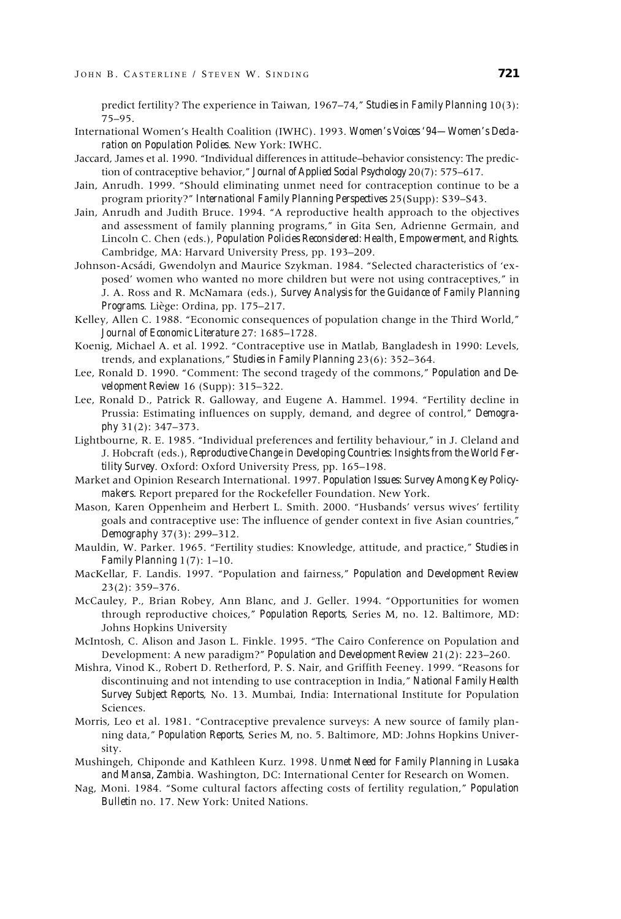predict fertility? The experience in Taiwan, 1967–74," *Studies in Family Planning* 10(3): 75–95.

International Women's Health Coalition (IWHC). 1993. *Women's Voices '94—Women's Declaration on Population Policies*. New York: IWHC.

Jaccard, James et al. 1990. "Individual differences in attitude–behavior consistency: The prediction of contraceptive behavior," *Journal of Applied Social Psychology* 20(7): 575–617.

Jain, Anrudh. 1999. "Should eliminating unmet need for contraception continue to be a program priority?" *International Family Planning Perspectives* 25(Supp): S39–S43.

Jain, Anrudh and Judith Bruce. 1994. "A reproductive health approach to the objectives and assessment of family planning programs," in Gita Sen, Adrienne Germain, and Lincoln C. Chen (eds.), *Population Policies Reconsidered: Health, Empowerment, and Rights*. Cambridge, MA: Harvard University Press, pp. 193–209.

Johnson-Acsádi, Gwendolyn and Maurice Szykman. 1984. "Selected characteristics of 'exposed' women who wanted no more children but were not using contraceptives," in J. A. Ross and R. McNamara (eds.), *Survey Analysis for the Guidance of Family Planning Programs*. Liège: Ordina, pp. 175–217.

Kelley, Allen C. 1988. "Economic consequences of population change in the Third World," *Journal of Economic Literature* 27: 1685–1728.

Koenig, Michael A. et al. 1992. "Contraceptive use in Matlab, Bangladesh in 1990: Levels, trends, and explanations," *Studies in Family Planning* 23(6): 352–364.

Lee, Ronald D. 1990. "Comment: The second tragedy of the commons," *Population and Development Review* 16 (Supp): 315–322.

Lee, Ronald D., Patrick R. Galloway, and Eugene A. Hammel. 1994. "Fertility decline in Prussia: Estimating influences on supply, demand, and degree of control," *Demography* 31(2): 347–373.

Lightbourne, R. E. 1985. "Individual preferences and fertility behaviour," in J. Cleland and J. Hobcraft (eds.), *Reproductive Change in Developing Countries: Insights from the World Fertility Survey*. Oxford: Oxford University Press, pp. 165–198.

Market and Opinion Research International. 1997. *Population Issues: Survey Among Key Policymakers*. Report prepared for the Rockefeller Foundation. New York.

Mason, Karen Oppenheim and Herbert L. Smith. 2000. "Husbands' versus wives' fertility goals and contraceptive use: The influence of gender context in five Asian countries," *Demography* 37(3): 299–312.

Mauldin, W. Parker. 1965. "Fertility studies: Knowledge, attitude, and practice," *Studies in Family Planning* 1(7): 1–10.

MacKellar, F. Landis. 1997. "Population and fairness," *Population and Development Review* 23(2): 359–376.

McCauley, P., Brian Robey, Ann Blanc, and J. Geller. 1994. "Opportunities for women through reproductive choices," *Population Reports*, Series M, no. 12. Baltimore, MD: Johns Hopkins University

McIntosh, C. Alison and Jason L. Finkle. 1995. "The Cairo Conference on Population and Development: A new paradigm?" *Population and Development Review* 21(2): 223–260.

Mishra, Vinod K., Robert D. Retherford, P. S. Nair, and Griffith Feeney. 1999. "Reasons for discontinuing and not intending to use contraception in India," *National Family Health Survey Subject Reports*, No. 13. Mumbai, India: International Institute for Population Sciences.

Morris, Leo et al. 1981. "Contraceptive prevalence surveys: A new source of family planning data," *Population Reports*, Series M, no. 5. Baltimore, MD: Johns Hopkins University.

Mushingeh, Chiponde and Kathleen Kurz. 1998. *Unmet Need for Family Planning in Lusaka and Mansa, Zambia*. Washington, DC: International Center for Research on Women.

Nag, Moni. 1984. "Some cultural factors affecting costs of fertility regulation," *Population Bulletin* no. 17. New York: United Nations.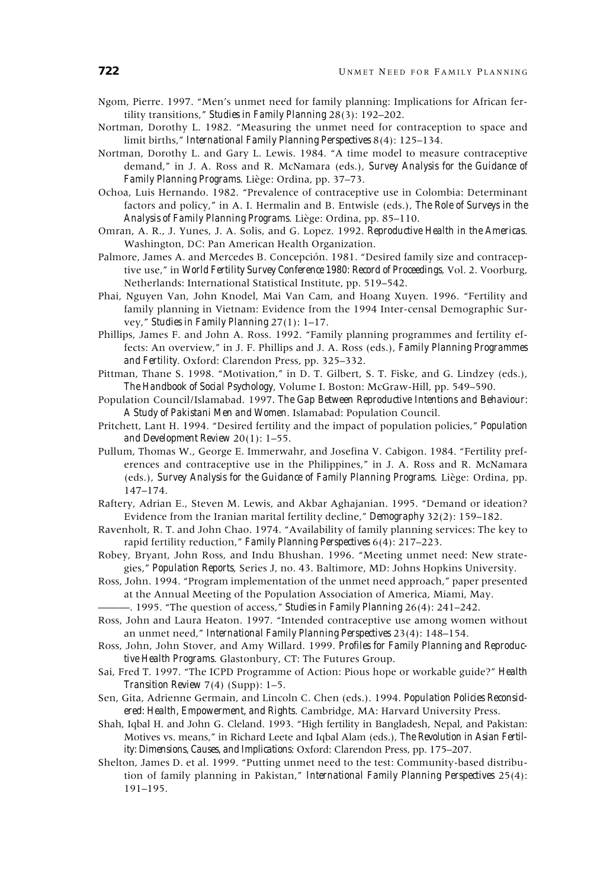Ngom, Pierre. 1997. "Men's unmet need for family planning: Implications for African fertility transitions," *Studies in Family Planning* 28(3): 192–202.

Nortman, Dorothy L. 1982. "Measuring the unmet need for contraception to space and limit births," *International Family Planning Perspectives* 8(4): 125–134.

Nortman, Dorothy L. and Gary L. Lewis. 1984. "A time model to measure contraceptive demand," in J. A. Ross and R. McNamara (eds.), *Survey Analysis for the Guidance of Family Planning Programs*. Liège: Ordina, pp. 37–73.

Ochoa, Luis Hernando. 1982. "Prevalence of contraceptive use in Colombia: Determinant factors and policy," in A. I. Hermalin and B. Entwisle (eds.), *The Role of Surveys in the Analysis of Family Planning Programs*. Liège: Ordina, pp. 85–110.

Omran, A. R., J. Yunes, J. A. Solis, and G. Lopez. 1992. *Reproductive Health in the Americas*. Washington, DC: Pan American Health Organization.

Palmore, James A. and Mercedes B. Concepción. 1981. "Desired family size and contraceptive use," in *World Fertility Survey Conference 1980: Record of Proceedings*, Vol. 2. Voorburg, Netherlands: International Statistical Institute, pp. 519–542.

Phai, Nguyen Van, John Knodel, Mai Van Cam, and Hoang Xuyen. 1996. "Fertility and family planning in Vietnam: Evidence from the 1994 Inter-censal Demographic Survey," *Studies in Family Planning* 27(1): 1–17.

Phillips, James F. and John A. Ross. 1992. "Family planning programmes and fertility effects: An overview," in J. F. Phillips and J. A. Ross (eds.), *Family Planning Programmes and Fertility*. Oxford: Clarendon Press, pp. 325–332.

Pittman, Thane S. 1998. "Motivation," in D. T. Gilbert, S. T. Fiske, and G. Lindzey (eds.), *The Handbook of Social Psychology*, Volume I. Boston: McGraw-Hill, pp. 549–590.

Population Council/Islamabad. 1997. *The Gap Between Reproductive Intentions and Behaviour: A Study of Pakistani Men and Women*. Islamabad: Population Council.

Pritchett, Lant H. 1994. "Desired fertility and the impact of population policies," *Population and Development Review* 20(1): 1–55.

Pullum, Thomas W., George E. Immerwahr, and Josefina V. Cabigon. 1984. "Fertility preferences and contraceptive use in the Philippines," in J. A. Ross and R. McNamara (eds.), *Survey Analysis for the Guidance of Family Planning Programs*. Liège: Ordina, pp. 147–174.

Raftery, Adrian E., Steven M. Lewis, and Akbar Aghajanian. 1995. "Demand or ideation? Evidence from the Iranian marital fertility decline," *Demography* 32(2): 159–182.

Ravenholt, R. T. and John Chao. 1974. "Availability of family planning services: The key to rapid fertility reduction," *Family Planning Perspectives* 6(4): 217–223.

Robey, Bryant, John Ross, and Indu Bhushan. 1996. "Meeting unmet need: New strategies," *Population Reports*, Series J, no. 43. Baltimore, MD: Johns Hopkins University.

Ross, John. 1994. "Program implementation of the unmet need approach," paper presented at the Annual Meeting of the Population Association of America, Miami, May.

———. 1995. "The question of access," *Studies in Family Planning* 26(4): 241–242.

Ross, John and Laura Heaton. 1997. "Intended contraceptive use among women without an unmet need," *International Family Planning Perspectives* 23(4): 148–154.

Ross, John, John Stover, and Amy Willard. 1999. *Profiles for Family Planning and Reproductive Health Programs*. Glastonbury, CT: The Futures Group.

Sai, Fred T. 1997. "The ICPD Programme of Action: Pious hope or workable guide?" *Health Transition Review* 7(4) (Supp): 1–5.

Sen, Gita, Adrienne Germain, and Lincoln C. Chen (eds.). 1994. *Population Policies Reconsidered: Health, Empowerment, and Rights*. Cambridge, MA: Harvard University Press.

Shah, Iqbal H. and John G. Cleland. 1993. "High fertility in Bangladesh, Nepal, and Pakistan: Motives vs. means," in Richard Leete and Iqbal Alam (eds.), *The Revolution in Asian Fertility: Dimensions, Causes, and Implications*: Oxford: Clarendon Press, pp. 175–207.

Shelton, James D. et al. 1999. "Putting unmet need to the test: Community-based distribution of family planning in Pakistan," *International Family Planning Perspectives* 25(4): 191–195.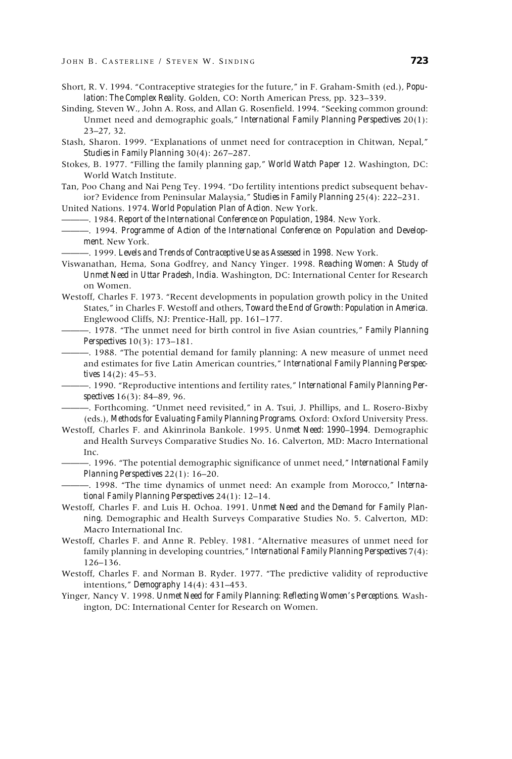Short, R. V. 1994. "Contraceptive strategies for the future," in F. Graham-Smith (ed.), *Population: The Complex Reality*. Golden, CO: North American Press, pp. 323–339.

Sinding, Steven W., John A. Ross, and Allan G. Rosenfield. 1994. "Seeking common ground: Unmet need and demographic goals," *International Family Planning Perspectives* 20(1): 23–27, 32.

Stash, Sharon. 1999. "Explanations of unmet need for contraception in Chitwan, Nepal," *Studies in Family Planning* 30(4): 267–287.

Stokes, B. 1977. "Filling the family planning gap," *World Watch Paper* 12. Washington, DC: World Watch Institute.

Tan, Poo Chang and Nai Peng Tey. 1994. "Do fertility intentions predict subsequent behavior? Evidence from Peninsular Malaysia," *Studies in Family Planning* 25(4): 222–231.

United Nations. 1974. *World Population Plan of Action*. New York.

———. 1984. *Report of the International Conference on Population, 1984*. New York.

———. 1994. *Programme of Action of the International Conference on Population and Development*. New York.

———. 1999. *Levels and Trends of Contraceptive Use as Assessed in 1998*. New York.

Viswanathan, Hema, Sona Godfrey, and Nancy Yinger. 1998. *Reaching Women: A Study of Unmet Need in Uttar Pradesh, India*. Washington, DC: International Center for Research on Women.

Westoff, Charles F. 1973. "Recent developments in population growth policy in the United States," in Charles F. Westoff and others, *Toward the End of Growth: Population in America*. Englewood Cliffs, NJ: Prentice-Hall, pp. 161–177.

———. 1978. "The unmet need for birth control in five Asian countries," *Family Planning Perspectives* 10(3): 173–181.

———. 1988. "The potential demand for family planning: A new measure of unmet need and estimates for five Latin American countries," *International Family Planning Perspectives* 14(2): 45–53.

———. 1990. "Reproductive intentions and fertility rates," *International Family Planning Perspectives* 16(3): 84–89, 96.

———. Forthcoming. "Unmet need revisited," in A. Tsui, J. Phillips, and L. Rosero-Bixby (eds.), *Methods for Evaluating Family Planning Programs*. Oxford: Oxford University Press.

Westoff, Charles F. and Akinrinola Bankole. 1995. *Unmet Need: 1990–1994*. Demographic and Health Surveys Comparative Studies No. 16. Calverton, MD: Macro International Inc.

———. 1996. "The potential demographic significance of unmet need," *International Family Planning Perspectives* 22(1): 16–20.

———. 1998. "The time dynamics of unmet need: An example from Morocco," *International Family Planning Perspectives* 24(1): 12–14.

Westoff, Charles F. and Luis H. Ochoa. 1991. *Unmet Need and the Demand for Family Planning*. Demographic and Health Surveys Comparative Studies No. 5. Calverton, MD: Macro International Inc.

Westoff, Charles F. and Anne R. Pebley. 1981. "Alternative measures of unmet need for family planning in developing countries," *International Family Planning Perspectives* 7(4): 126–136.

Westoff, Charles F. and Norman B. Ryder. 1977. "The predictive validity of reproductive intentions," *Demography* 14(4): 431–453.

Yinger, Nancy V. 1998. *Unmet Need for Family Planning: Reflecting Women's Perceptions*. Washington, DC: International Center for Research on Women.